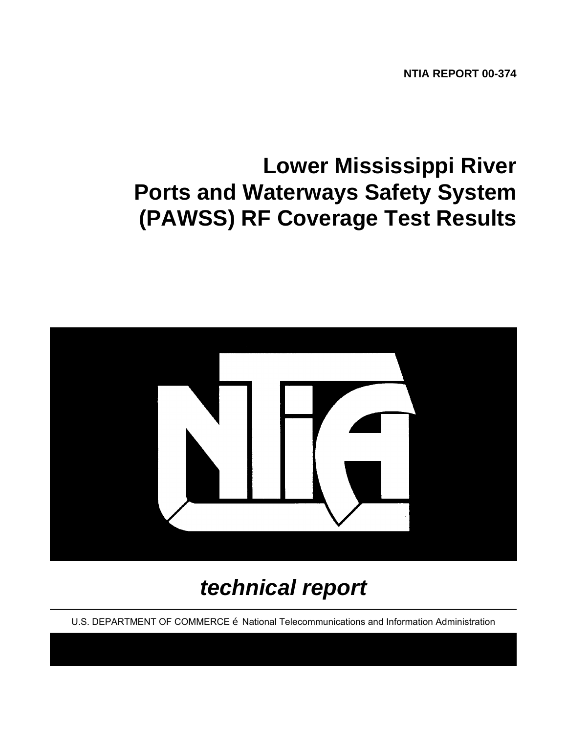**NTIA REPORT 00-374**

# Lower Mississippi River Ports and Waterways Safety System (PAWSS) RF Coverage Test Results

*technical report*

U.S. DEPARTMENT OF COMMERCE é National Telecommunications and Information Administration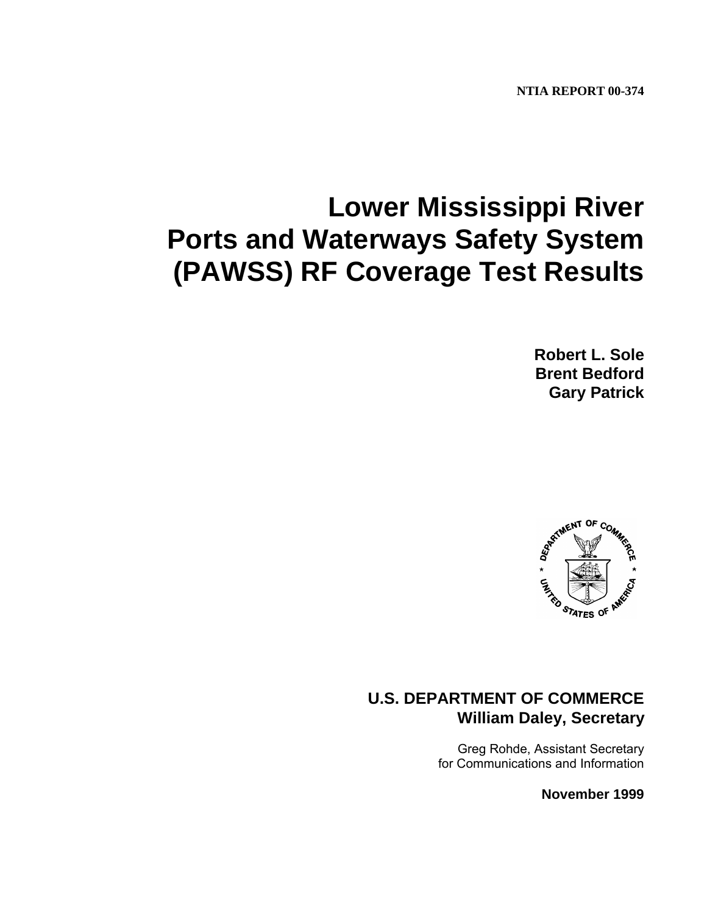**NTIA REPORT 00-374**

# Lower Mississippi River Ports and Waterways Safety System (PAWSS) RF Coverage Test Results

**Robert L. Sole**
**Brent Bedford**
**Gary Patrick**

**U.S. DEPARTMENT OF COMMERCE**
**William Daley, Secretary**

Greg Rohde, Assistant Secretary
for Communications and Information

**November 1999**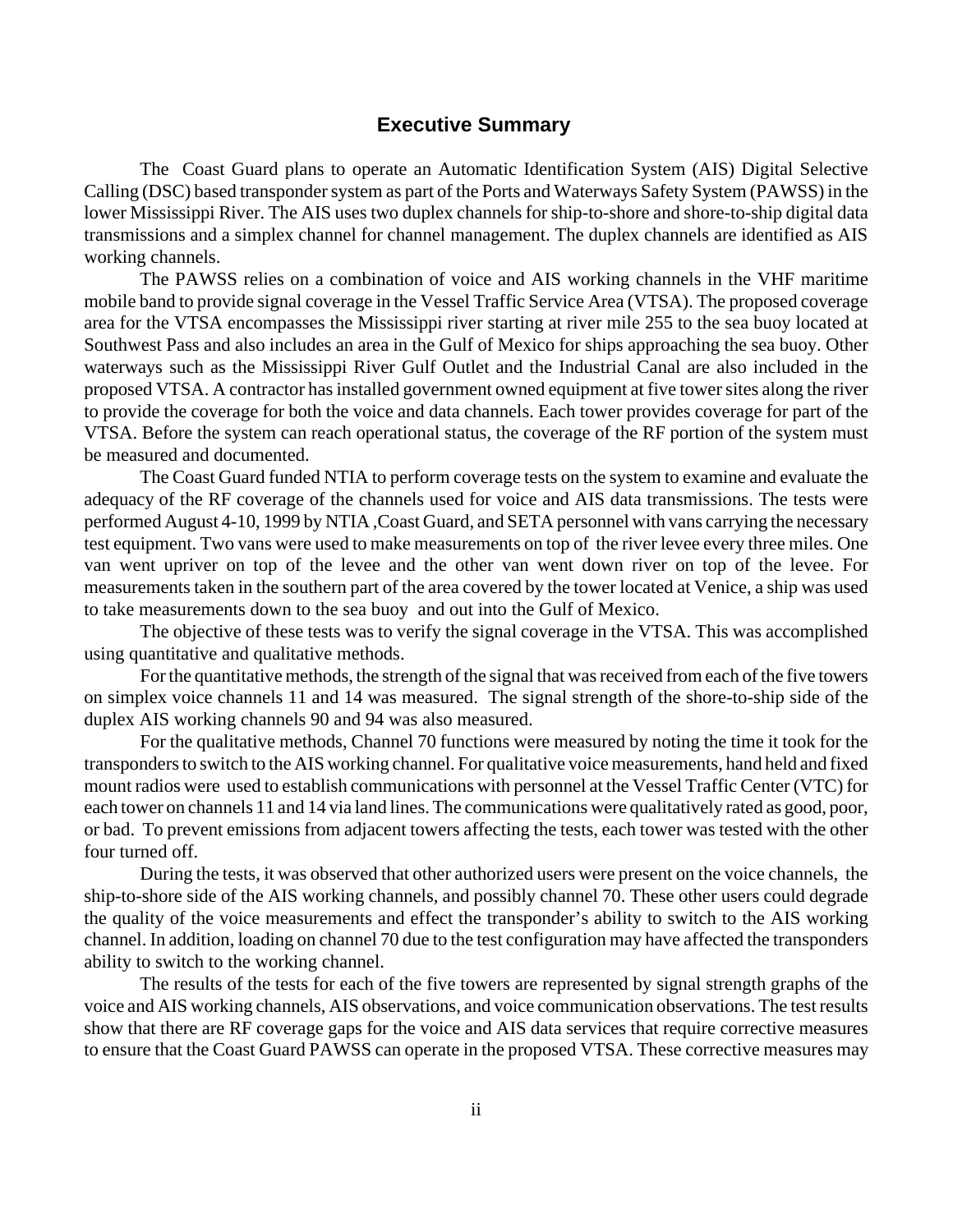## Executive Summary

The Coast Guard plans to operate an Automatic Identification System (AIS) Digital Selective Calling (DSC) based transponder system as part of the Ports and Waterways Safety System (PAWSS) in the lower Mississippi River. The AIS uses two duplex channels for ship-to-shore and shore-to-ship digital data transmissions and a simplex channel for channel management. The duplex channels are identified as AIS working channels.

The PAWSS relies on a combination of voice and AIS working channels in the VHF maritime mobile band to provide signal coverage in the Vessel Traffic Service Area (VTSA). The proposed coverage area for the VTSA encompasses the Mississippi river starting at river mile 255 to the sea buoy located at Southwest Pass and also includes an area in the Gulf of Mexico for ships approaching the sea buoy. Other waterways such as the Mississippi River Gulf Outlet and the Industrial Canal are also included in the proposed VTSA. A contractor has installed government owned equipment at five tower sites along the river to provide the coverage for both the voice and data channels. Each tower provides coverage for part of the VTSA. Before the system can reach operational status, the coverage of the RF portion of the system must be measured and documented.

The Coast Guard funded NTIA to perform coverage tests on the system to examine and evaluate the adequacy of the RF coverage of the channels used for voice and AIS data transmissions. The tests were performed August 4-10, 1999 by NTIA ,Coast Guard, and SETA personnel with vans carrying the necessary test equipment. Two vans were used to make measurements on top of the river levee every three miles. One van went upriver on top of the levee and the other van went down river on top of the levee. For measurements taken in the southern part of the area covered by the tower located at Venice, a ship was used to take measurements down to the sea buoy and out into the Gulf of Mexico.

The objective of these tests was to verify the signal coverage in the VTSA. This was accomplished using quantitative and qualitative methods.

For the quantitative methods, the strength of the signal that was received from each of the five towers on simplex voice channels 11 and 14 was measured. The signal strength of the shore-to-ship side of the duplex AIS working channels 90 and 94 was also measured.

For the qualitative methods, Channel 70 functions were measured by noting the time it took for the transponders to switch to the AIS working channel. For qualitative voice measurements, hand held and fixed mount radios were used to establish communications with personnel at the Vessel Traffic Center (VTC) for each tower on channels 11 and 14 via land lines. The communications were qualitatively rated as good, poor, or bad. To prevent emissions from adjacent towers affecting the tests, each tower was tested with the other four turned off.

During the tests, it was observed that other authorized users were present on the voice channels, the ship-to-shore side of the AIS working channels, and possibly channel 70. These other users could degrade the quality of the voice measurements and effect the transponder's ability to switch to the AIS working channel. In addition, loading on channel 70 due to the test configuration may have affected the transponders ability to switch to the working channel.

The results of the tests for each of the five towers are represented by signal strength graphs of the voice and AIS working channels, AIS observations, and voice communication observations. The test results show that there are RF coverage gaps for the voice and AIS data services that require corrective measures to ensure that the Coast Guard PAWSS can operate in the proposed VTSA. These corrective measures may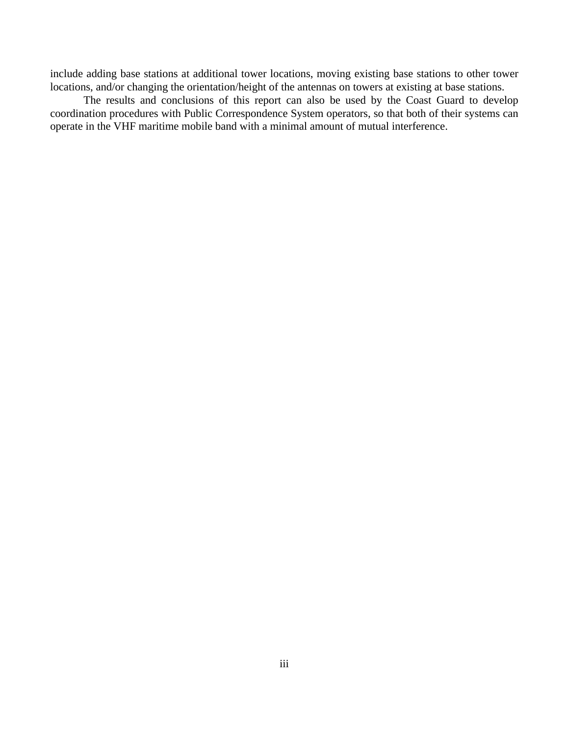include adding base stations at additional tower locations, moving existing base stations to other tower locations, and/or changing the orientation/height of the antennas on towers at existing at base stations.

The results and conclusions of this report can also be used by the Coast Guard to develop coordination procedures with Public Correspondence System operators, so that both of their systems can operate in the VHF maritime mobile band with a minimal amount of mutual interference.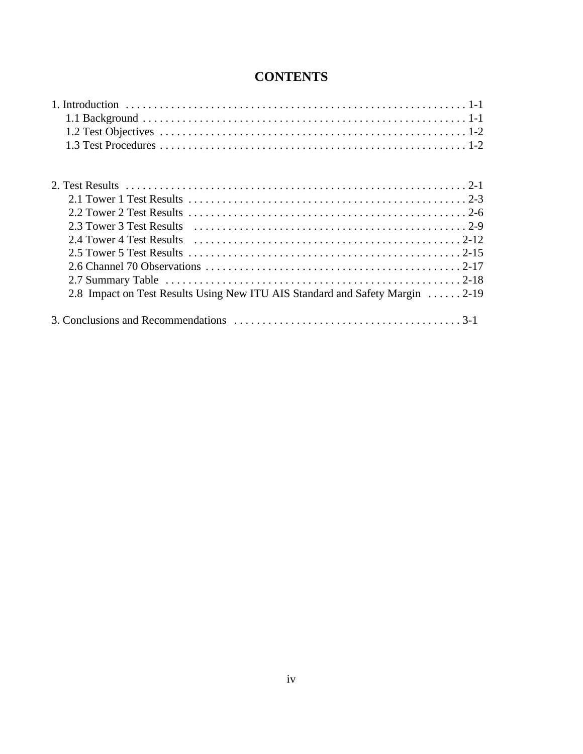# CONTENTS

1. Introduction . . . . . . . . . . . . . . . . . . . . . . . . . . . . . . . . . . . . . . . . . . . . . . . . . . . . . . . . . . . . 1-1
   - 1.1 Background . . . . . . . . . . . . . . . . . . . . . . . . . . . . . . . . . . . . . . . . . . . . . . . . . . . . . . . . 1-1
   - 1.2 Test Objectives . . . . . . . . . . . . . . . . . . . . . . . . . . . . . . . . . . . . . . . . . . . . . . . . . . . . . 1-2
   - 1.3 Test Procedures . . . . . . . . . . . . . . . . . . . . . . . . . . . . . . . . . . . . . . . . . . . . . . . . . . . . . 1-2

2. Test Results . . . . . . . . . . . . . . . . . . . . . . . . . . . . . . . . . . . . . . . . . . . . . . . . . . . . . . . . . . . . 2-1
   - 2.1 Tower 1 Test Results . . . . . . . . . . . . . . . . . . . . . . . . . . . . . . . . . . . . . . . . . . . . . . . . . 2-3
   - 2.2 Tower 2 Test Results . . . . . . . . . . . . . . . . . . . . . . . . . . . . . . . . . . . . . . . . . . . . . . . . . 2-6
   - 2.3 Tower 3 Test Results . . . . . . . . . . . . . . . . . . . . . . . . . . . . . . . . . . . . . . . . . . . . . . . . . 2-9
   - 2.4 Tower 4 Test Results . . . . . . . . . . . . . . . . . . . . . . . . . . . . . . . . . . . . . . . . . . . . . . . . 2-12
   - 2.5 Tower 5 Test Results . . . . . . . . . . . . . . . . . . . . . . . . . . . . . . . . . . . . . . . . . . . . . . . . 2-15
   - 2.6 Channel 70 Observations . . . . . . . . . . . . . . . . . . . . . . . . . . . . . . . . . . . . . . . . . . . . . 2-17
   - 2.7 Summary Table . . . . . . . . . . . . . . . . . . . . . . . . . . . . . . . . . . . . . . . . . . . . . . . . . . . . 2-18
   - 2.8 Impact on Test Results Using New ITU AIS Standard and Safety Margin . . . . . . 2-19

3. Conclusions and Recommendations . . . . . . . . . . . . . . . . . . . . . . . . . . . . . . . . . . . . . . . . 3-1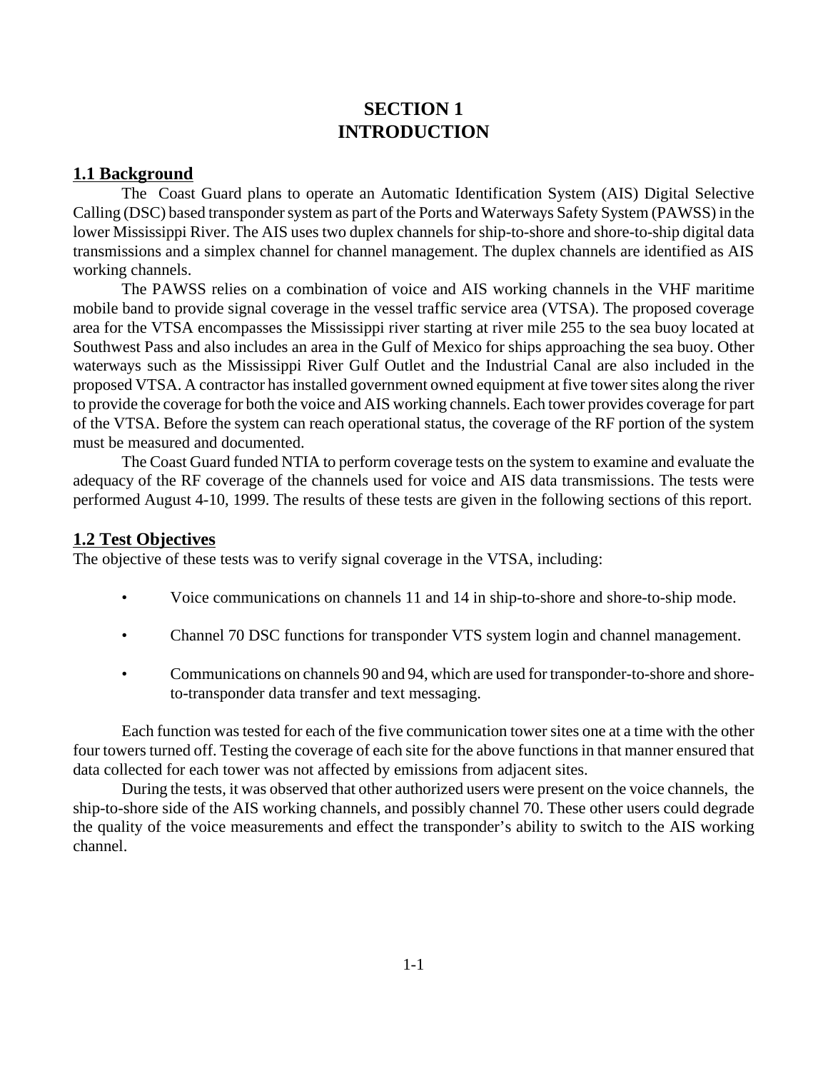# SECTION 1
# INTRODUCTION

## 1.1 Background

The Coast Guard plans to operate an Automatic Identification System (AIS) Digital Selective Calling (DSC) based transponder system as part of the Ports and Waterways Safety System (PAWSS) in the lower Mississippi River. The AIS uses two duplex channels for ship-to-shore and shore-to-ship digital data transmissions and a simplex channel for channel management. The duplex channels are identified as AIS working channels.

The PAWSS relies on a combination of voice and AIS working channels in the VHF maritime mobile band to provide signal coverage in the vessel traffic service area (VTSA). The proposed coverage area for the VTSA encompasses the Mississippi river starting at river mile 255 to the sea buoy located at Southwest Pass and also includes an area in the Gulf of Mexico for ships approaching the sea buoy. Other waterways such as the Mississippi River Gulf Outlet and the Industrial Canal are also included in the proposed VTSA. A contractor has installed government owned equipment at five tower sites along the river to provide the coverage for both the voice and AIS working channels. Each tower provides coverage for part of the VTSA. Before the system can reach operational status, the coverage of the RF portion of the system must be measured and documented.

The Coast Guard funded NTIA to perform coverage tests on the system to examine and evaluate the adequacy of the RF coverage of the channels used for voice and AIS data transmissions. The tests were performed August 4-10, 1999. The results of these tests are given in the following sections of this report.

## 1.2 Test Objectives

The objective of these tests was to verify signal coverage in the VTSA, including:

- Voice communications on channels 11 and 14 in ship-to-shore and shore-to-ship mode.
- Channel 70 DSC functions for transponder VTS system login and channel management.
- Communications on channels 90 and 94, which are used for transponder-to-shore and shore-to-transponder data transfer and text messaging.

Each function was tested for each of the five communication tower sites one at a time with the other four towers turned off. Testing the coverage of each site for the above functions in that manner ensured that data collected for each tower was not affected by emissions from adjacent sites.

During the tests, it was observed that other authorized users were present on the voice channels, the ship-to-shore side of the AIS working channels, and possibly channel 70. These other users could degrade the quality of the voice measurements and effect the transponder's ability to switch to the AIS working channel.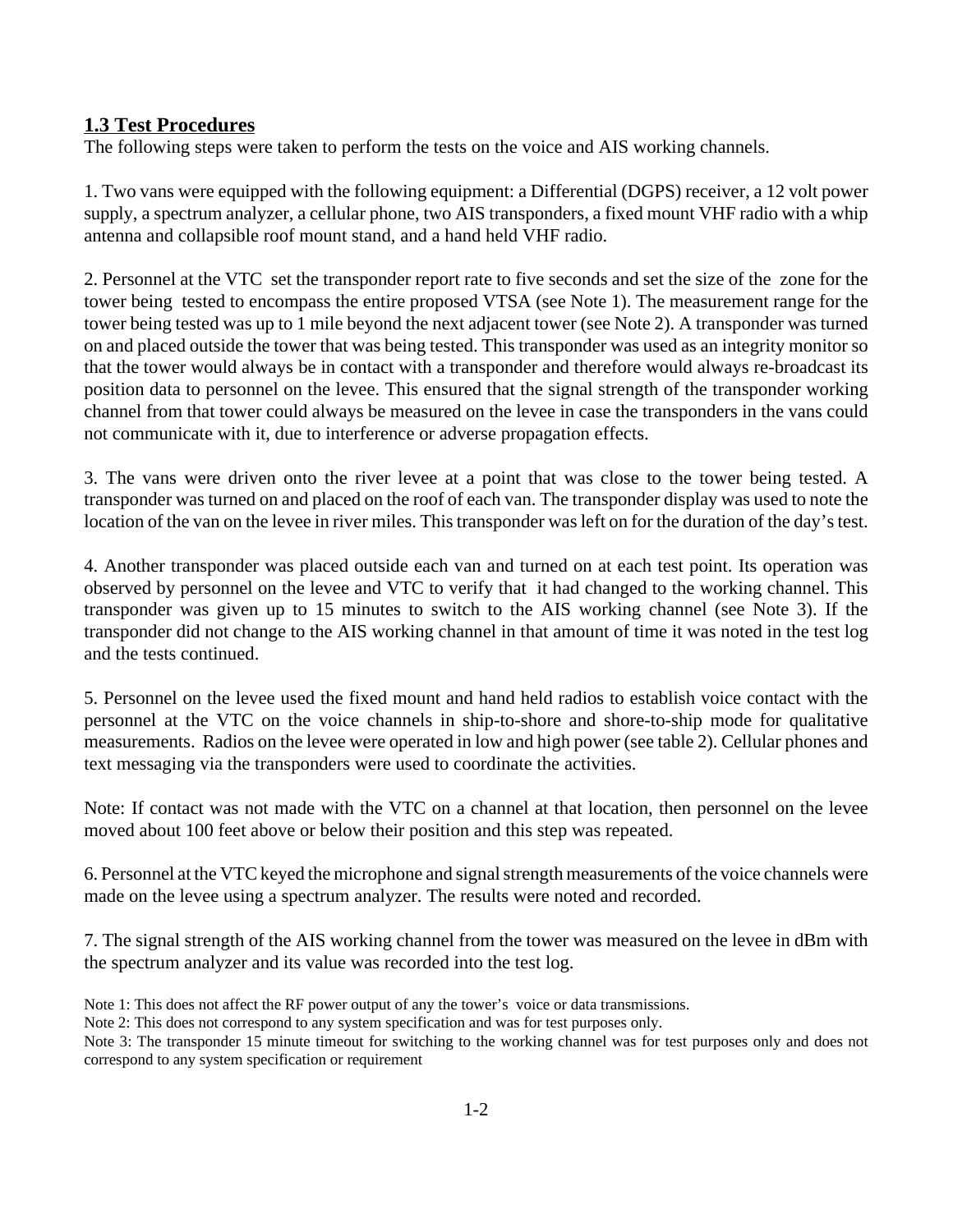## 1.3 Test Procedures

The following steps were taken to perform the tests on the voice and AIS working channels.

1. Two vans were equipped with the following equipment: a Differential (DGPS) receiver, a 12 volt power supply, a spectrum analyzer, a cellular phone, two AIS transponders, a fixed mount VHF radio with a whip antenna and collapsible roof mount stand, and a hand held VHF radio.

2. Personnel at the VTC set the transponder report rate to five seconds and set the size of the zone for the tower being tested to encompass the entire proposed VTSA (see Note 1). The measurement range for the tower being tested was up to 1 mile beyond the next adjacent tower (see Note 2). A transponder was turned on and placed outside the tower that was being tested. This transponder was used as an integrity monitor so that the tower would always be in contact with a transponder and therefore would always re-broadcast its position data to personnel on the levee. This ensured that the signal strength of the transponder working channel from that tower could always be measured on the levee in case the transponders in the vans could not communicate with it, due to interference or adverse propagation effects.

3. The vans were driven onto the river levee at a point that was close to the tower being tested. A transponder was turned on and placed on the roof of each van. The transponder display was used to note the location of the van on the levee in river miles. This transponder was left on for the duration of the day's test.

4. Another transponder was placed outside each van and turned on at each test point. Its operation was observed by personnel on the levee and VTC to verify that it had changed to the working channel. This transponder was given up to 15 minutes to switch to the AIS working channel (see Note 3). If the transponder did not change to the AIS working channel in that amount of time it was noted in the test log and the tests continued.

5. Personnel on the levee used the fixed mount and hand held radios to establish voice contact with the personnel at the VTC on the voice channels in ship-to-shore and shore-to-ship mode for qualitative measurements. Radios on the levee were operated in low and high power (see table 2). Cellular phones and text messaging via the transponders were used to coordinate the activities.

Note: If contact was not made with the VTC on a channel at that location, then personnel on the levee moved about 100 feet above or below their position and this step was repeated.

6. Personnel at the VTC keyed the microphone and signal strength measurements of the voice channels were made on the levee using a spectrum analyzer. The results were noted and recorded.

7. The signal strength of the AIS working channel from the tower was measured on the levee in dBm with the spectrum analyzer and its value was recorded into the test log.

Note 1: This does not affect the RF power output of any the tower's voice or data transmissions.

Note 2: This does not correspond to any system specification and was for test purposes only.

Note 3: The transponder 15 minute timeout for switching to the working channel was for test purposes only and does not correspond to any system specification or requirement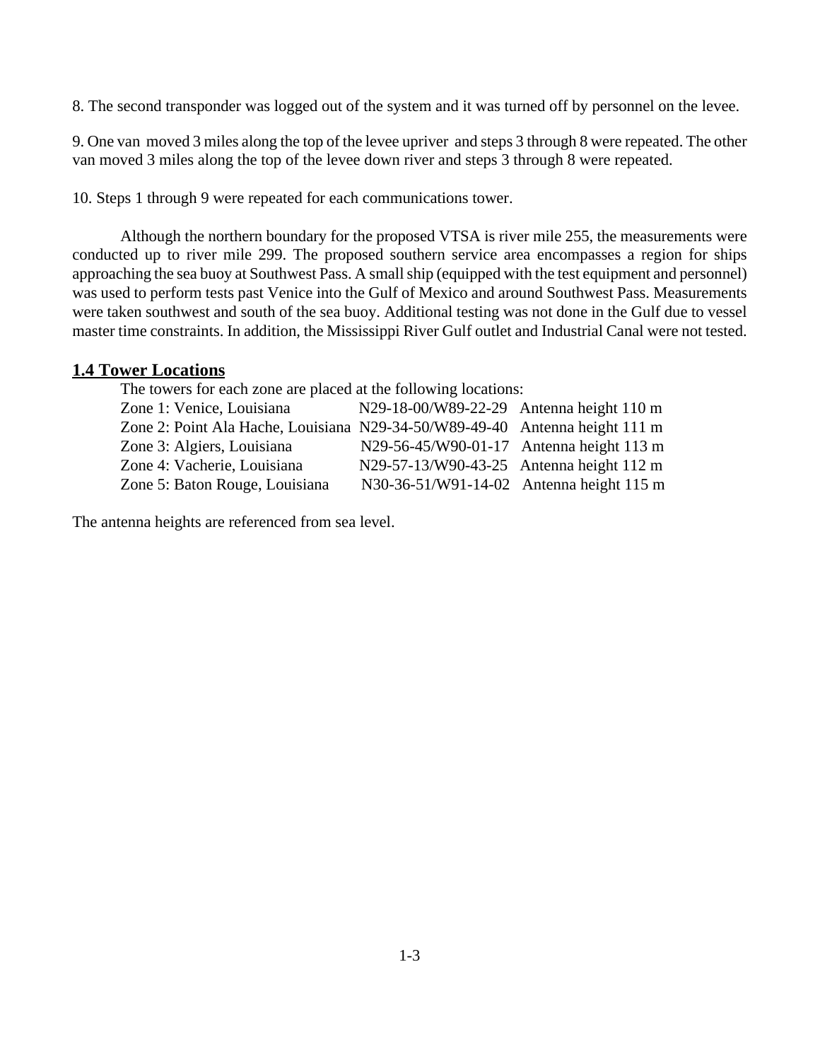8. The second transponder was logged out of the system and it was turned off by personnel on the levee.

9. One van moved 3 miles along the top of the levee upriver and steps 3 through 8 were repeated. The other van moved 3 miles along the top of the levee down river and steps 3 through 8 were repeated.

10. Steps 1 through 9 were repeated for each communications tower.

Although the northern boundary for the proposed VTSA is river mile 255, the measurements were conducted up to river mile 299. The proposed southern service area encompasses a region for ships approaching the sea buoy at Southwest Pass. A small ship (equipped with the test equipment and personnel) was used to perform tests past Venice into the Gulf of Mexico and around Southwest Pass. Measurements were taken southwest and south of the sea buoy. Additional testing was not done in the Gulf due to vessel master time constraints. In addition, the Mississippi River Gulf outlet and Industrial Canal were not tested.

## 1.4 Tower Locations

The towers for each zone are placed at the following locations:

| | | |
|---|---|---|
| Zone 1: Venice, Louisiana | N29-18-00/W89-22-29 | Antenna height 110 m |
| Zone 2: Point Ala Hache, Louisiana | N29-34-50/W89-49-40 | Antenna height 111 m |
| Zone 3: Algiers, Louisiana | N29-56-45/W90-01-17 | Antenna height 113 m |
| Zone 4: Vacherie, Louisiana | N29-57-13/W90-43-25 | Antenna height 112 m |
| Zone 5: Baton Rouge, Louisiana | N30-36-51/W91-14-02 | Antenna height 115 m |

The antenna heights are referenced from sea level.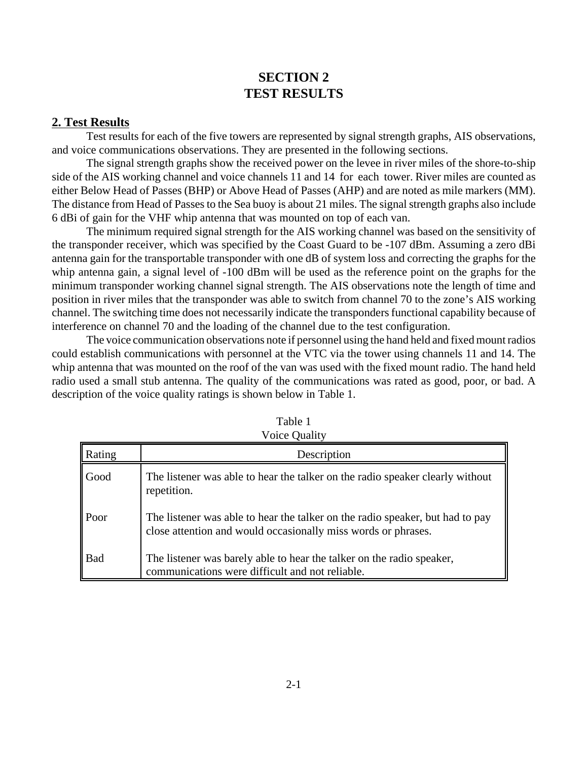# SECTION 2
# TEST RESULTS

## 2. Test Results

Test results for each of the five towers are represented by signal strength graphs, AIS observations, and voice communications observations. They are presented in the following sections.

The signal strength graphs show the received power on the levee in river miles of the shore-to-ship side of the AIS working channel and voice channels 11 and 14 for each tower. River miles are counted as either Below Head of Passes (BHP) or Above Head of Passes (AHP) and are noted as mile markers (MM). The distance from Head of Passes to the Sea buoy is about 21 miles. The signal strength graphs also include 6 dBi of gain for the VHF whip antenna that was mounted on top of each van.

The minimum required signal strength for the AIS working channel was based on the sensitivity of the transponder receiver, which was specified by the Coast Guard to be -107 dBm. Assuming a zero dBi antenna gain for the transportable transponder with one dB of system loss and correcting the graphs for the whip antenna gain, a signal level of -100 dBm will be used as the reference point on the graphs for the minimum transponder working channel signal strength. The AIS observations note the length of time and position in river miles that the transponder was able to switch from channel 70 to the zone's AIS working channel. The switching time does not necessarily indicate the transponders functional capability because of interference on channel 70 and the loading of the channel due to the test configuration.

The voice communication observations note if personnel using the hand held and fixed mount radios could establish communications with personnel at the VTC via the tower using channels 11 and 14. The whip antenna that was mounted on the roof of the van was used with the fixed mount radio. The hand held radio used a small stub antenna. The quality of the communications was rated as good, poor, or bad. A description of the voice quality ratings is shown below in Table 1.

Table 1
Voice Quality

| Rating | Description |
|---|---|
| Good | The listener was able to hear the talker on the radio speaker clearly without repetition. |
| Poor | The listener was able to hear the talker on the radio speaker, but had to pay close attention and would occasionally miss words or phrases. |
| Bad | The listener was barely able to hear the talker on the radio speaker, communications were difficult and not reliable. |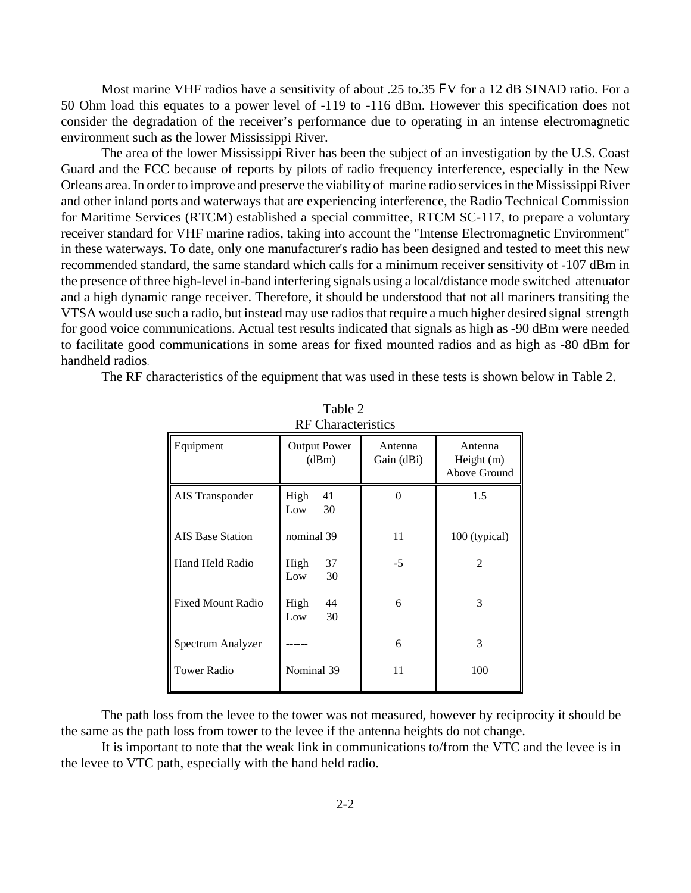Most marine VHF radios have a sensitivity of about .25 to.35 μV for a 12 dB SINAD ratio. For a 50 Ohm load this equates to a power level of -119 to -116 dBm. However this specification does not consider the degradation of the receiver's performance due to operating in an intense electromagnetic environment such as the lower Mississippi River.

The area of the lower Mississippi River has been the subject of an investigation by the U.S. Coast Guard and the FCC because of reports by pilots of radio frequency interference, especially in the New Orleans area. In order to improve and preserve the viability of marine radio services in the Mississippi River and other inland ports and waterways that are experiencing interference, the Radio Technical Commission for Maritime Services (RTCM) established a special committee, RTCM SC-117, to prepare a voluntary receiver standard for VHF marine radios, taking into account the "Intense Electromagnetic Environment" in these waterways. To date, only one manufacturer's radio has been designed and tested to meet this new recommended standard, the same standard which calls for a minimum receiver sensitivity of -107 dBm in the presence of three high-level in-band interfering signals using a local/distance mode switched attenuator and a high dynamic range receiver. Therefore, it should be understood that not all mariners transiting the VTSA would use such a radio, but instead may use radios that require a much higher desired signal strength for good voice communications. Actual test results indicated that signals as high as -90 dBm were needed to facilitate good communications in some areas for fixed mounted radios and as high as -80 dBm for handheld radios.

The RF characteristics of the equipment that was used in these tests is shown below in Table 2.

Table 2
RF Characteristics

| Equipment | Output Power (dBm) | Antenna Gain (dBi) | Antenna Height (m) Above Ground |
|---|---|---|---|
| AIS Transponder | High 41<br>Low 30 | 0 | 1.5 |
| AIS Base Station | nominal 39 | 11 | 100 (typical) |
| Hand Held Radio | High 37<br>Low 30 | -5 | 2 |
| Fixed Mount Radio | High 44<br>Low 30 | 6 | 3 |
| Spectrum Analyzer | ------ | 6 | 3 |
| Tower Radio | Nominal 39 | 11 | 100 |

The path loss from the levee to the tower was not measured, however by reciprocity it should be the same as the path loss from tower to the levee if the antenna heights do not change.

It is important to note that the weak link in communications to/from the VTC and the levee is in the levee to VTC path, especially with the hand held radio.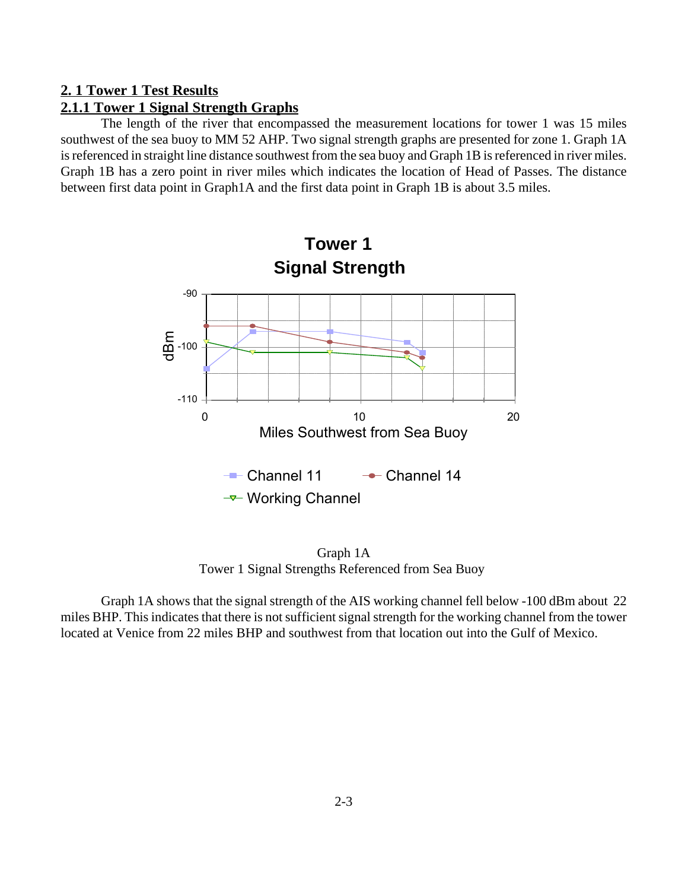## 2. 1 Tower 1 Test Results

### 2.1.1 Tower 1 Signal Strength Graphs

The length of the river that encompassed the measurement locations for tower 1 was 15 miles southwest of the sea buoy to MM 52 AHP. Two signal strength graphs are presented for zone 1. Graph 1A is referenced in straight line distance southwest from the sea buoy and Graph 1B is referenced in river miles. Graph 1B has a zero point in river miles which indicates the location of Head of Passes. The distance between first data point in Graph1A and the first data point in Graph 1B is about 3.5 miles.

Graph 1A
Tower 1 Signal Strengths Referenced from Sea Buoy

Graph 1A shows that the signal strength of the AIS working channel fell below -100 dBm about 22 miles BHP. This indicates that there is not sufficient signal strength for the working channel from the tower located at Venice from 22 miles BHP and southwest from that location out into the Gulf of Mexico.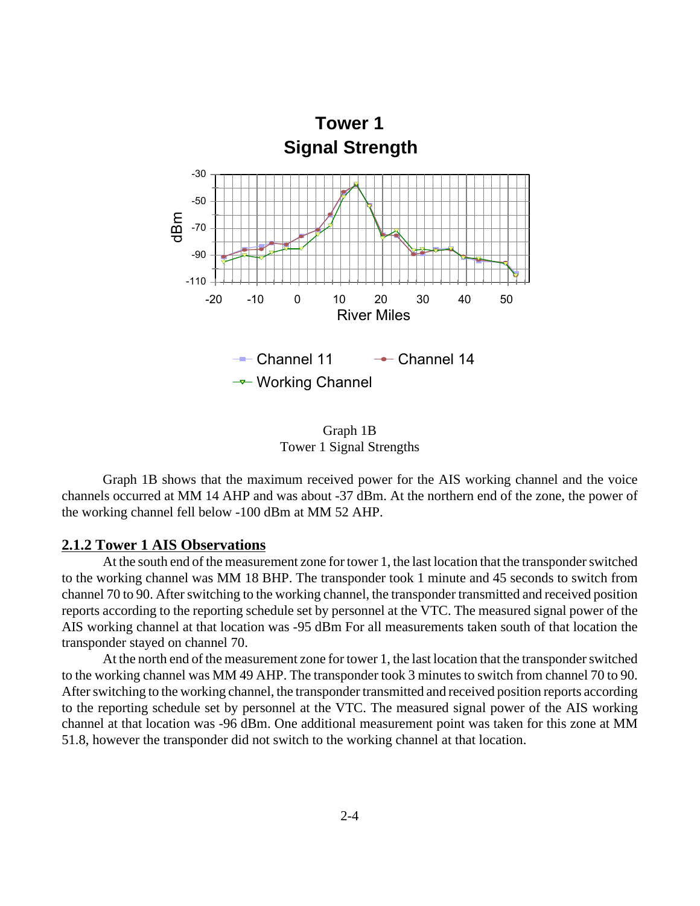Graph 1B
Tower 1 Signal Strengths

Graph 1B shows that the maximum received power for the AIS working channel and the voice channels occurred at MM 14 AHP and was about -37 dBm. At the northern end of the zone, the power of the working channel fell below -100 dBm at MM 52 AHP.

### 2.1.2 Tower 1 AIS Observations

At the south end of the measurement zone for tower 1, the last location that the transponder switched to the working channel was MM 18 BHP. The transponder took 1 minute and 45 seconds to switch from channel 70 to 90. After switching to the working channel, the transponder transmitted and received position reports according to the reporting schedule set by personnel at the VTC. The measured signal power of the AIS working channel at that location was -95 dBm For all measurements taken south of that location the transponder stayed on channel 70.

At the north end of the measurement zone for tower 1, the last location that the transponder switched to the working channel was MM 49 AHP. The transponder took 3 minutes to switch from channel 70 to 90. After switching to the working channel, the transponder transmitted and received position reports according to the reporting schedule set by personnel at the VTC. The measured signal power of the AIS working channel at that location was -96 dBm. One additional measurement point was taken for this zone at MM 51.8, however the transponder did not switch to the working channel at that location.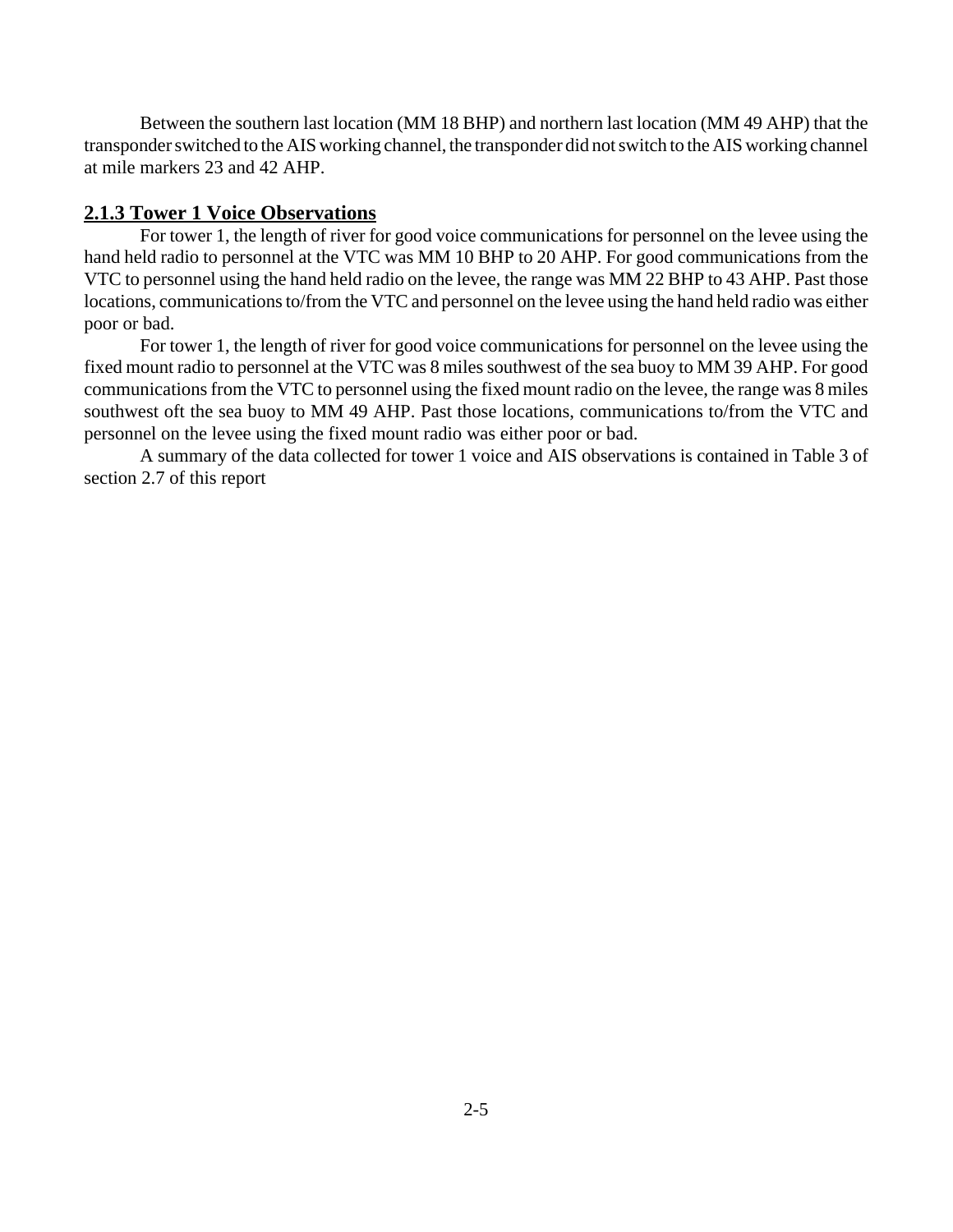Between the southern last location (MM 18 BHP) and northern last location (MM 49 AHP) that the transponder switched to the AIS working channel, the transponder did not switch to the AIS working channel at mile markers 23 and 42 AHP.

### 2.1.3 Tower 1 Voice Observations

For tower 1, the length of river for good voice communications for personnel on the levee using the hand held radio to personnel at the VTC was MM 10 BHP to 20 AHP. For good communications from the VTC to personnel using the hand held radio on the levee, the range was MM 22 BHP to 43 AHP. Past those locations, communications to/from the VTC and personnel on the levee using the hand held radio was either poor or bad.

For tower 1, the length of river for good voice communications for personnel on the levee using the fixed mount radio to personnel at the VTC was 8 miles southwest of the sea buoy to MM 39 AHP. For good communications from the VTC to personnel using the fixed mount radio on the levee, the range was 8 miles southwest oft the sea buoy to MM 49 AHP. Past those locations, communications to/from the VTC and personnel on the levee using the fixed mount radio was either poor or bad.

A summary of the data collected for tower 1 voice and AIS observations is contained in Table 3 of section 2.7 of this report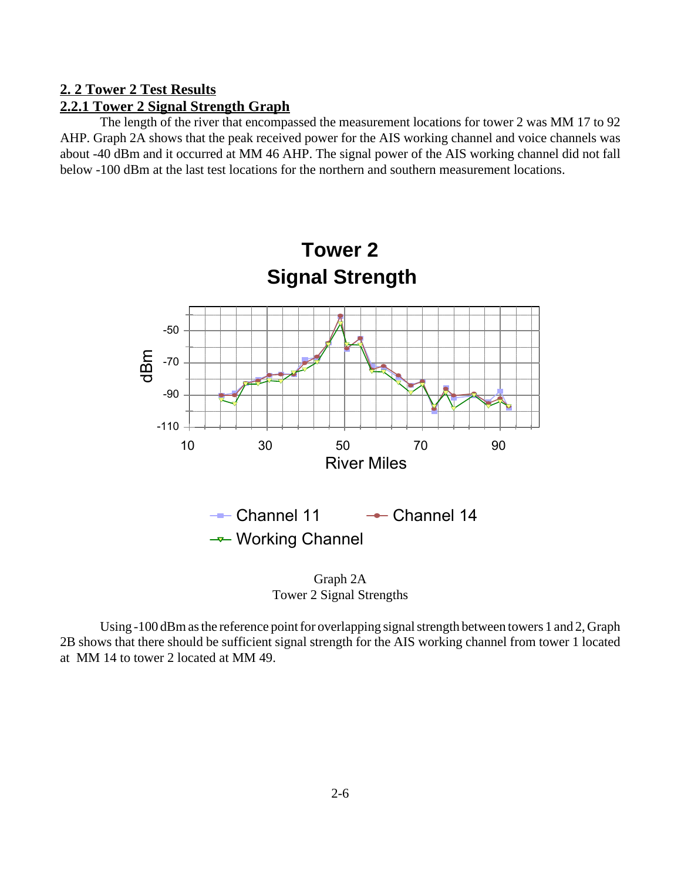## 2. 2 Tower 2 Test Results

### 2.2.1 Tower 2 Signal Strength Graph

The length of the river that encompassed the measurement locations for tower 2 was MM 17 to 92 AHP. Graph 2A shows that the peak received power for the AIS working channel and voice channels was about -40 dBm and it occurred at MM 46 AHP. The signal power of the AIS working channel did not fall below -100 dBm at the last test locations for the northern and southern measurement locations.

Graph 2A
Tower 2 Signal Strengths

Using -100 dBm as the reference point for overlapping signal strength between towers 1 and 2, Graph 2B shows that there should be sufficient signal strength for the AIS working channel from tower 1 located at MM 14 to tower 2 located at MM 49.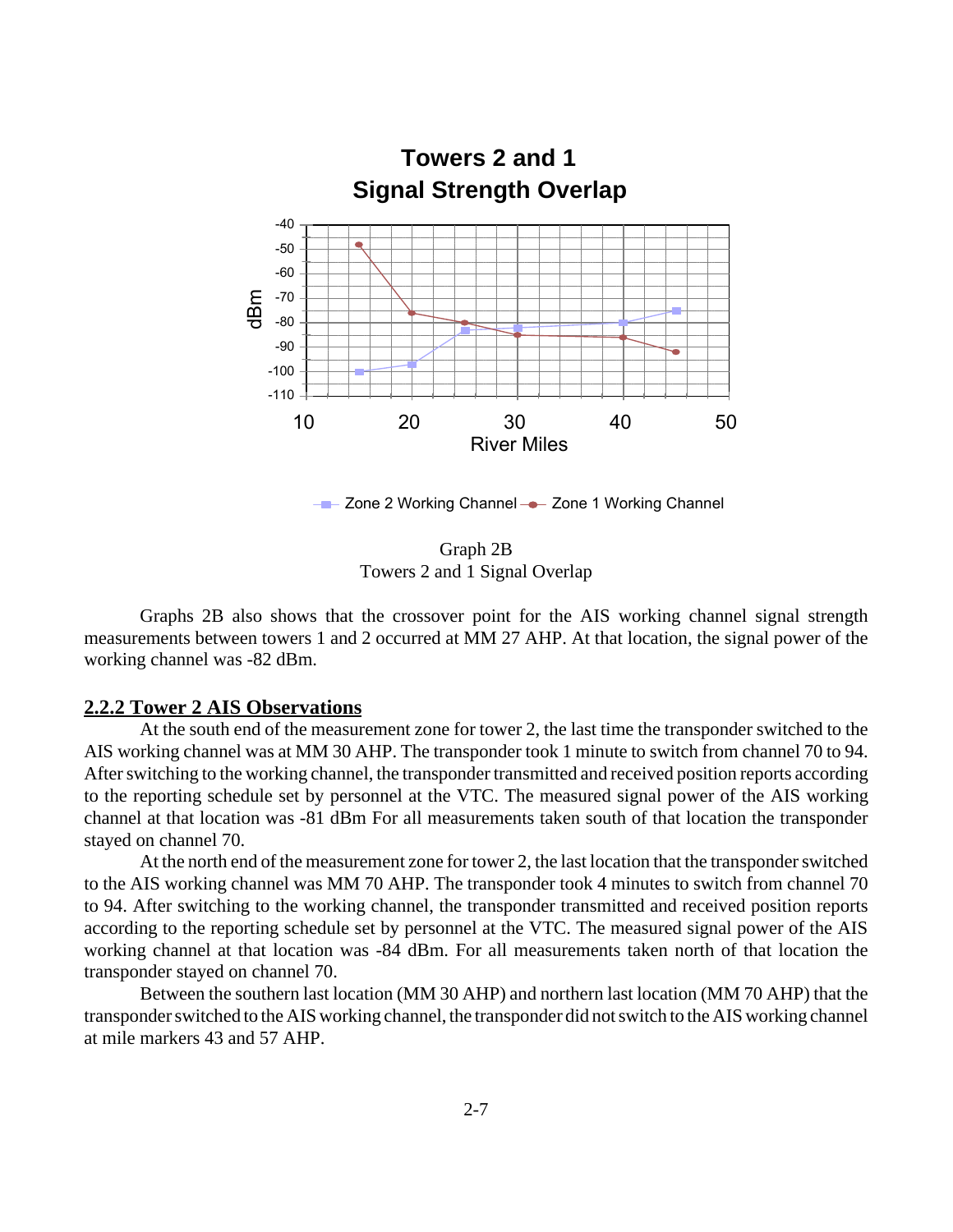Graph 2B
Towers 2 and 1 Signal Overlap

Graphs 2B also shows that the crossover point for the AIS working channel signal strength measurements between towers 1 and 2 occurred at MM 27 AHP. At that location, the signal power of the working channel was -82 dBm.

### 2.2.2 Tower 2 AIS Observations

At the south end of the measurement zone for tower 2, the last time the transponder switched to the AIS working channel was at MM 30 AHP. The transponder took 1 minute to switch from channel 70 to 94. After switching to the working channel, the transponder transmitted and received position reports according to the reporting schedule set by personnel at the VTC. The measured signal power of the AIS working channel at that location was -81 dBm For all measurements taken south of that location the transponder stayed on channel 70.

At the north end of the measurement zone for tower 2, the last location that the transponder switched to the AIS working channel was MM 70 AHP. The transponder took 4 minutes to switch from channel 70 to 94. After switching to the working channel, the transponder transmitted and received position reports according to the reporting schedule set by personnel at the VTC. The measured signal power of the AIS working channel at that location was -84 dBm. For all measurements taken north of that location the transponder stayed on channel 70.

Between the southern last location (MM 30 AHP) and northern last location (MM 70 AHP) that the transponder switched to the AIS working channel, the transponder did not switch to the AIS working channel at mile markers 43 and 57 AHP.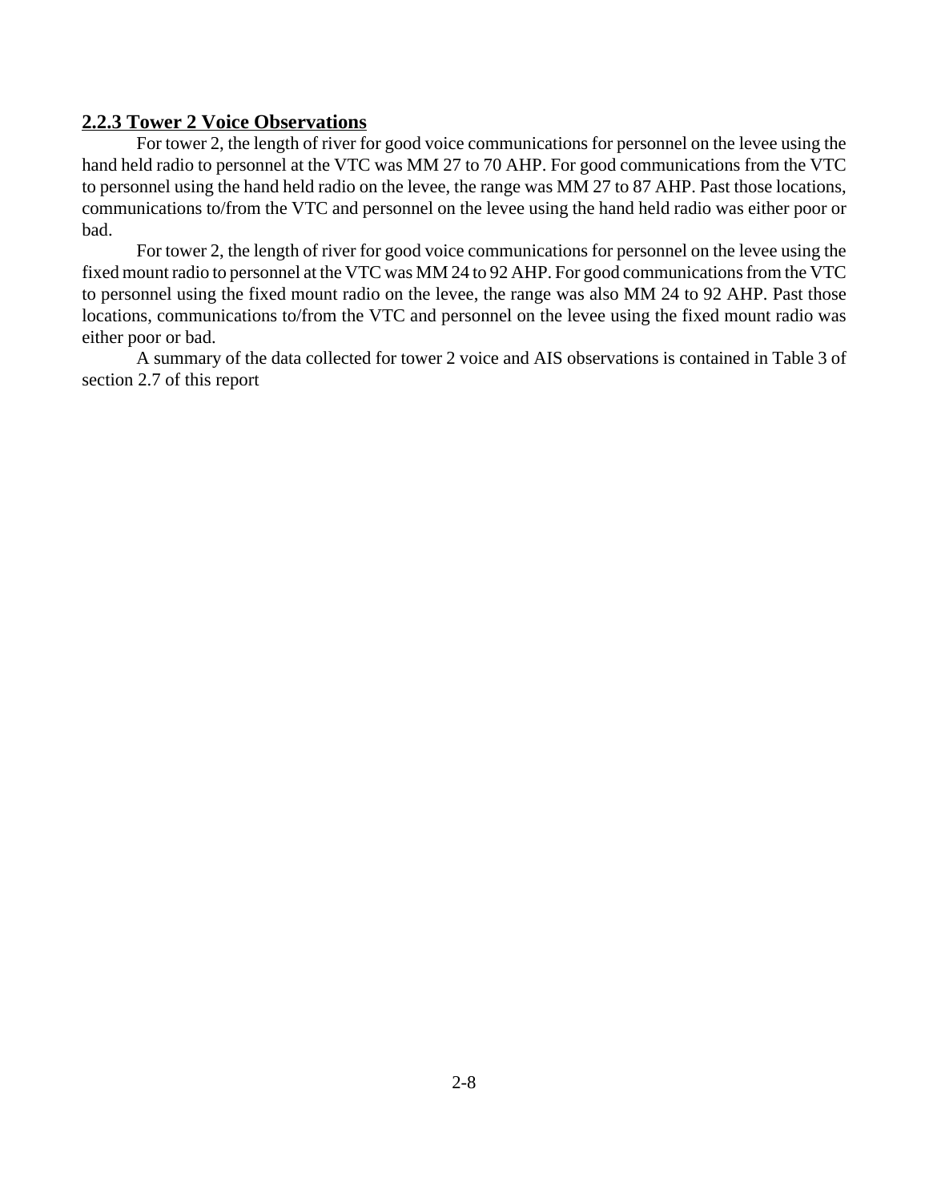### 2.2.3 Tower 2 Voice Observations

For tower 2, the length of river for good voice communications for personnel on the levee using the hand held radio to personnel at the VTC was MM 27 to 70 AHP. For good communications from the VTC to personnel using the hand held radio on the levee, the range was MM 27 to 87 AHP. Past those locations, communications to/from the VTC and personnel on the levee using the hand held radio was either poor or bad.

For tower 2, the length of river for good voice communications for personnel on the levee using the fixed mount radio to personnel at the VTC was MM 24 to 92 AHP. For good communications from the VTC to personnel using the fixed mount radio on the levee, the range was also MM 24 to 92 AHP. Past those locations, communications to/from the VTC and personnel on the levee using the fixed mount radio was either poor or bad.

A summary of the data collected for tower 2 voice and AIS observations is contained in Table 3 of section 2.7 of this report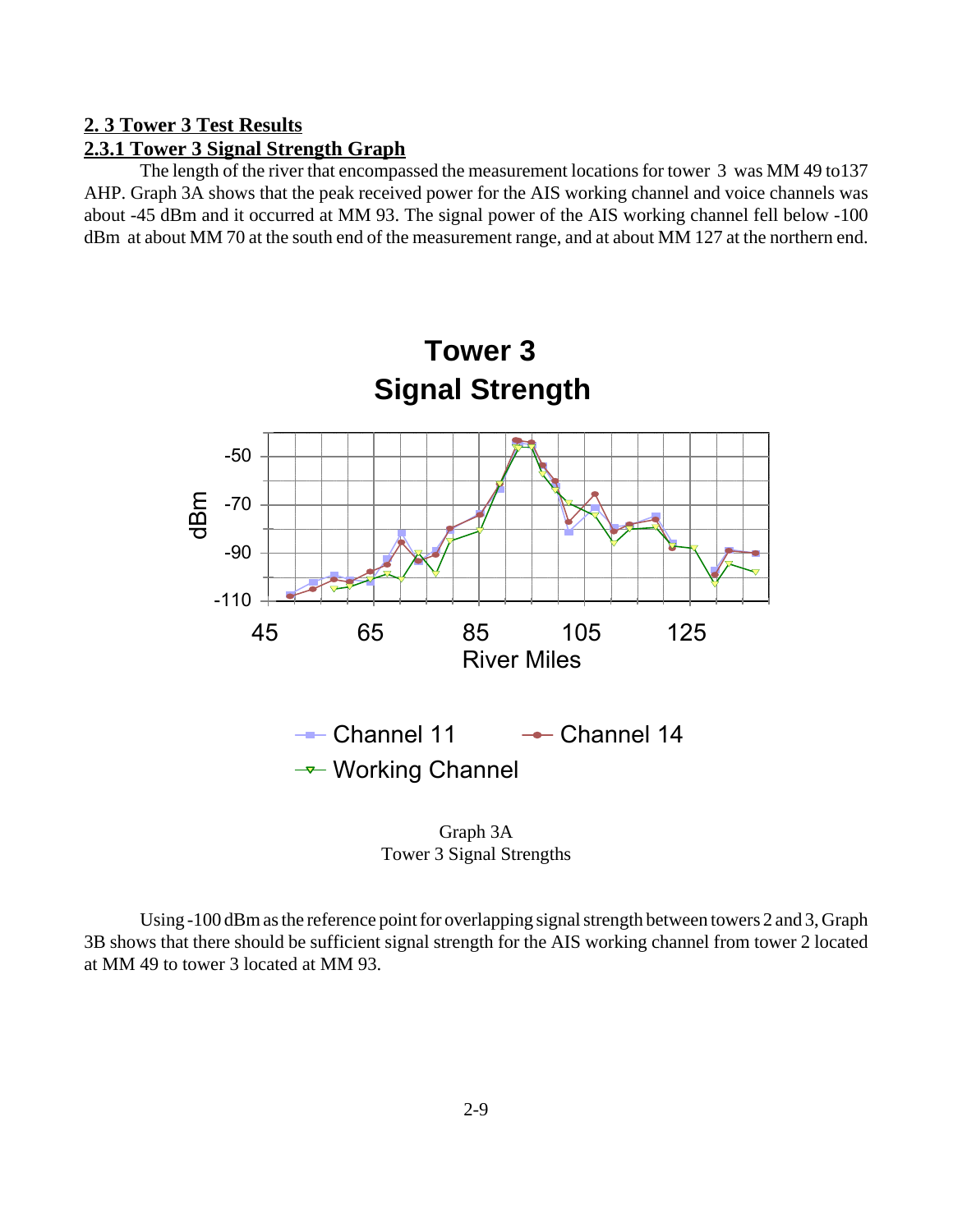## 2.3 Tower 3 Test Results

### 2.3.1 Tower 3 Signal Strength Graph

The length of the river that encompassed the measurement locations for tower 3 was MM 49 to137 AHP. Graph 3A shows that the peak received power for the AIS working channel and voice channels was about -45 dBm and it occurred at MM 93. The signal power of the AIS working channel fell below -100 dBm at about MM 70 at the south end of the measurement range, and at about MM 127 at the northern end.

Graph 3A
Tower 3 Signal Strengths

Using -100 dBm as the reference point for overlapping signal strength between towers 2 and 3, Graph 3B shows that there should be sufficient signal strength for the AIS working channel from tower 2 located at MM 49 to tower 3 located at MM 93.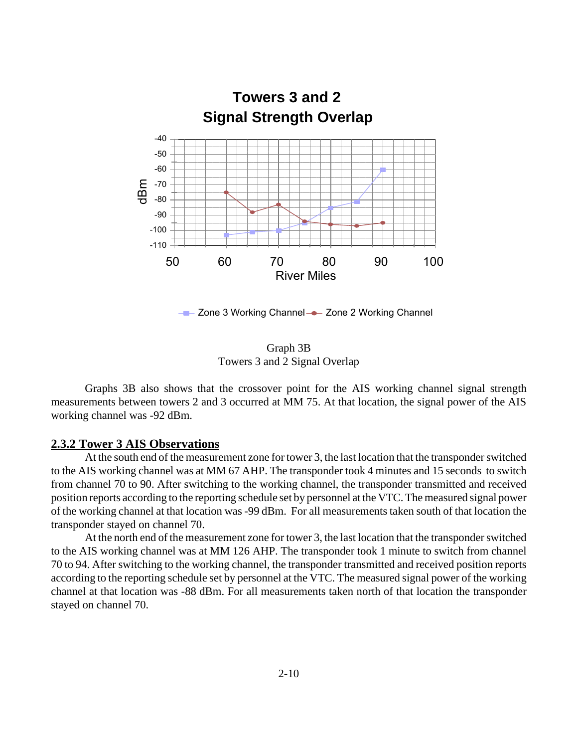Graph 3B
Towers 3 and 2 Signal Overlap

Graphs 3B also shows that the crossover point for the AIS working channel signal strength measurements between towers 2 and 3 occurred at MM 75. At that location, the signal power of the AIS working channel was -92 dBm.

### 2.3.2 Tower 3 AIS Observations

At the south end of the measurement zone for tower 3, the last location that the transponder switched to the AIS working channel was at MM 67 AHP. The transponder took 4 minutes and 15 seconds to switch from channel 70 to 90. After switching to the working channel, the transponder transmitted and received position reports according to the reporting schedule set by personnel at the VTC. The measured signal power of the working channel at that location was -99 dBm. For all measurements taken south of that location the transponder stayed on channel 70.

At the north end of the measurement zone for tower 3, the last location that the transponder switched to the AIS working channel was at MM 126 AHP. The transponder took 1 minute to switch from channel 70 to 94. After switching to the working channel, the transponder transmitted and received position reports according to the reporting schedule set by personnel at the VTC. The measured signal power of the working channel at that location was -88 dBm. For all measurements taken north of that location the transponder stayed on channel 70.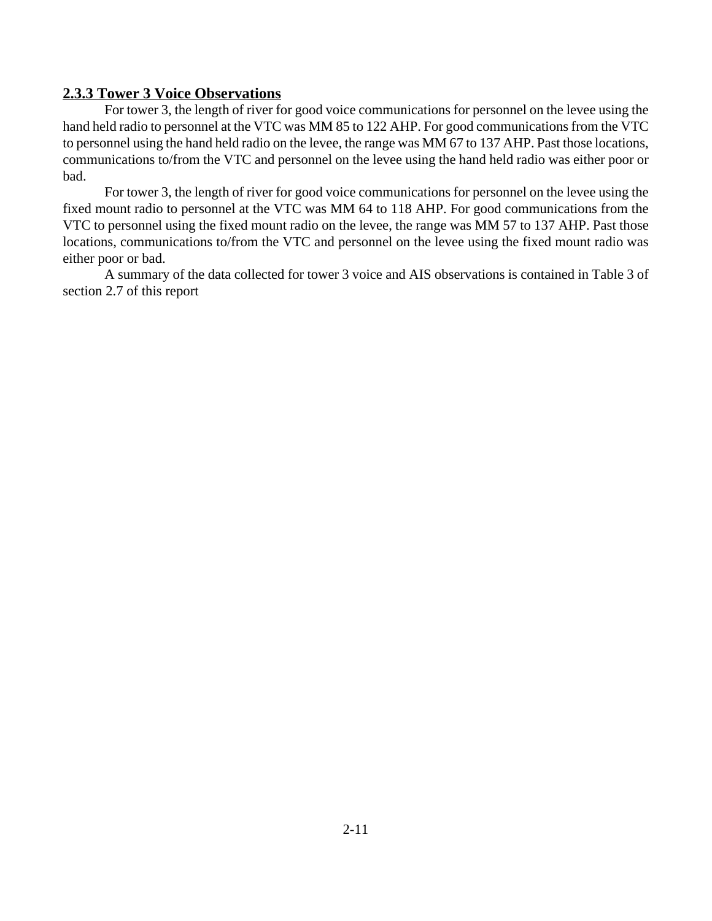### 2.3.3 Tower 3 Voice Observations

For tower 3, the length of river for good voice communications for personnel on the levee using the hand held radio to personnel at the VTC was MM 85 to 122 AHP. For good communications from the VTC to personnel using the hand held radio on the levee, the range was MM 67 to 137 AHP. Past those locations, communications to/from the VTC and personnel on the levee using the hand held radio was either poor or bad.

For tower 3, the length of river for good voice communications for personnel on the levee using the fixed mount radio to personnel at the VTC was MM 64 to 118 AHP. For good communications from the VTC to personnel using the fixed mount radio on the levee, the range was MM 57 to 137 AHP. Past those locations, communications to/from the VTC and personnel on the levee using the fixed mount radio was either poor or bad.

A summary of the data collected for tower 3 voice and AIS observations is contained in Table 3 of section 2.7 of this report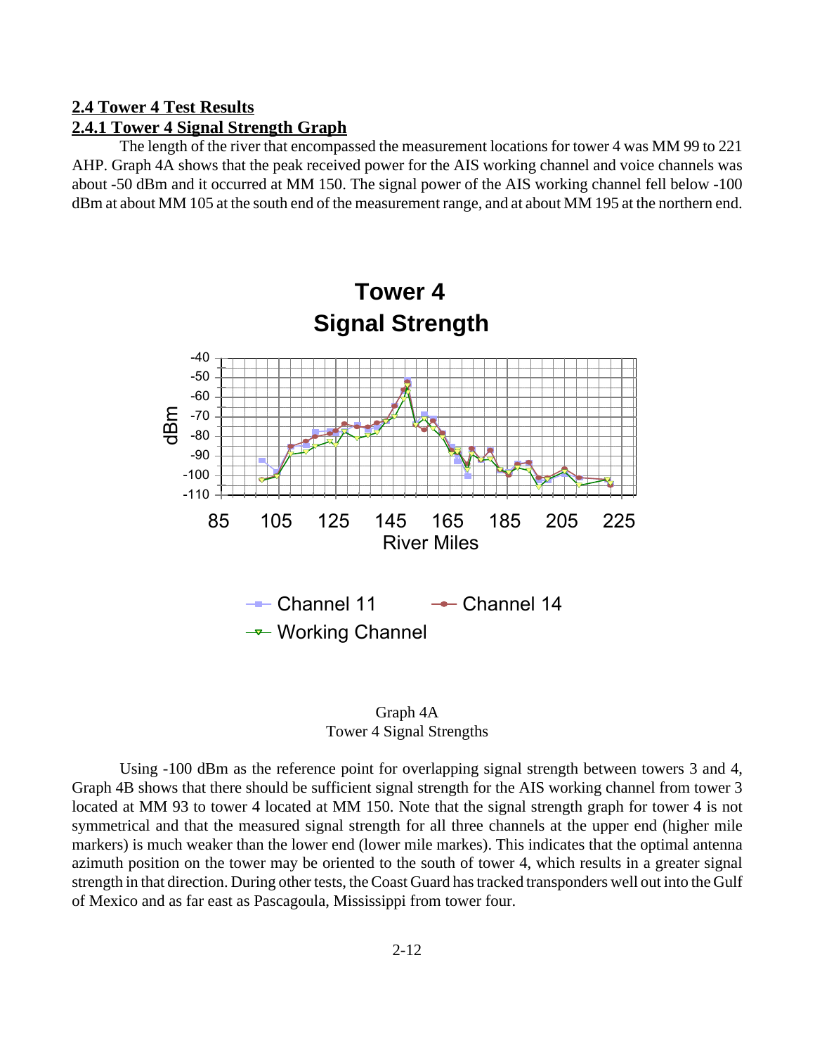## 2.4 Tower 4 Test Results

### 2.4.1 Tower 4 Signal Strength Graph

The length of the river that encompassed the measurement locations for tower 4 was MM 99 to 221 AHP. Graph 4A shows that the peak received power for the AIS working channel and voice channels was about -50 dBm and it occurred at MM 150. The signal power of the AIS working channel fell below -100 dBm at about MM 105 at the south end of the measurement range, and at about MM 195 at the northern end.

Graph 4A
Tower 4 Signal Strengths

Using -100 dBm as the reference point for overlapping signal strength between towers 3 and 4, Graph 4B shows that there should be sufficient signal strength for the AIS working channel from tower 3 located at MM 93 to tower 4 located at MM 150. Note that the signal strength graph for tower 4 is not symmetrical and that the measured signal strength for all three channels at the upper end (higher mile markers) is much weaker than the lower end (lower mile markes). This indicates that the optimal antenna azimuth position on the tower may be oriented to the south of tower 4, which results in a greater signal strength in that direction. During other tests, the Coast Guard has tracked transponders well out into the Gulf of Mexico and as far east as Pascagoula, Mississippi from tower four.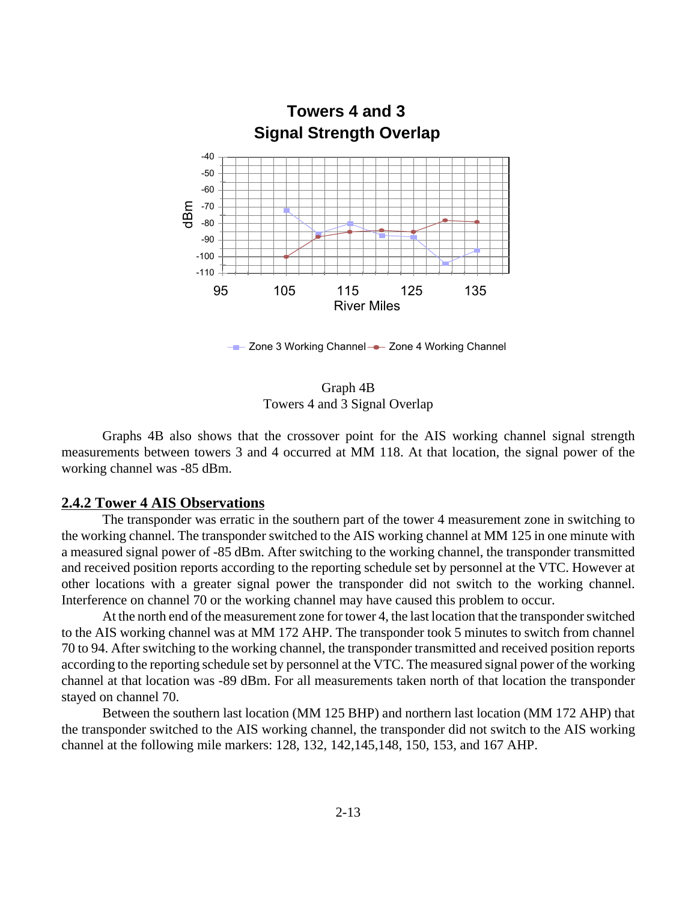Graph 4B
Towers 4 and 3 Signal Overlap

Graphs 4B also shows that the crossover point for the AIS working channel signal strength measurements between towers 3 and 4 occurred at MM 118. At that location, the signal power of the working channel was -85 dBm.

### 2.4.2 Tower 4 AIS Observations

The transponder was erratic in the southern part of the tower 4 measurement zone in switching to the working channel. The transponder switched to the AIS working channel at MM 125 in one minute with a measured signal power of -85 dBm. After switching to the working channel, the transponder transmitted and received position reports according to the reporting schedule set by personnel at the VTC. However at other locations with a greater signal power the transponder did not switch to the working channel. Interference on channel 70 or the working channel may have caused this problem to occur.

At the north end of the measurement zone for tower 4, the last location that the transponder switched to the AIS working channel was at MM 172 AHP. The transponder took 5 minutes to switch from channel 70 to 94. After switching to the working channel, the transponder transmitted and received position reports according to the reporting schedule set by personnel at the VTC. The measured signal power of the working channel at that location was -89 dBm. For all measurements taken north of that location the transponder stayed on channel 70.

Between the southern last location (MM 125 BHP) and northern last location (MM 172 AHP) that the transponder switched to the AIS working channel, the transponder did not switch to the AIS working channel at the following mile markers: 128, 132, 142,145,148, 150, 153, and 167 AHP.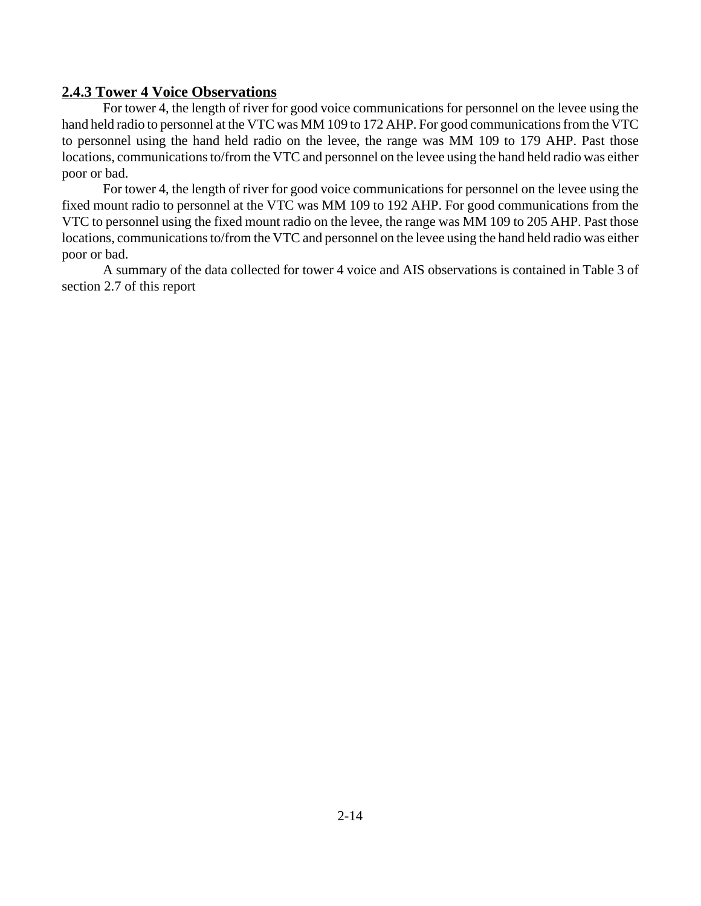### 2.4.3 Tower 4 Voice Observations

For tower 4, the length of river for good voice communications for personnel on the levee using the hand held radio to personnel at the VTC was MM 109 to 172 AHP. For good communications from the VTC to personnel using the hand held radio on the levee, the range was MM 109 to 179 AHP. Past those locations, communications to/from the VTC and personnel on the levee using the hand held radio was either poor or bad.

For tower 4, the length of river for good voice communications for personnel on the levee using the fixed mount radio to personnel at the VTC was MM 109 to 192 AHP. For good communications from the VTC to personnel using the fixed mount radio on the levee, the range was MM 109 to 205 AHP. Past those locations, communications to/from the VTC and personnel on the levee using the hand held radio was either poor or bad.

A summary of the data collected for tower 4 voice and AIS observations is contained in Table 3 of section 2.7 of this report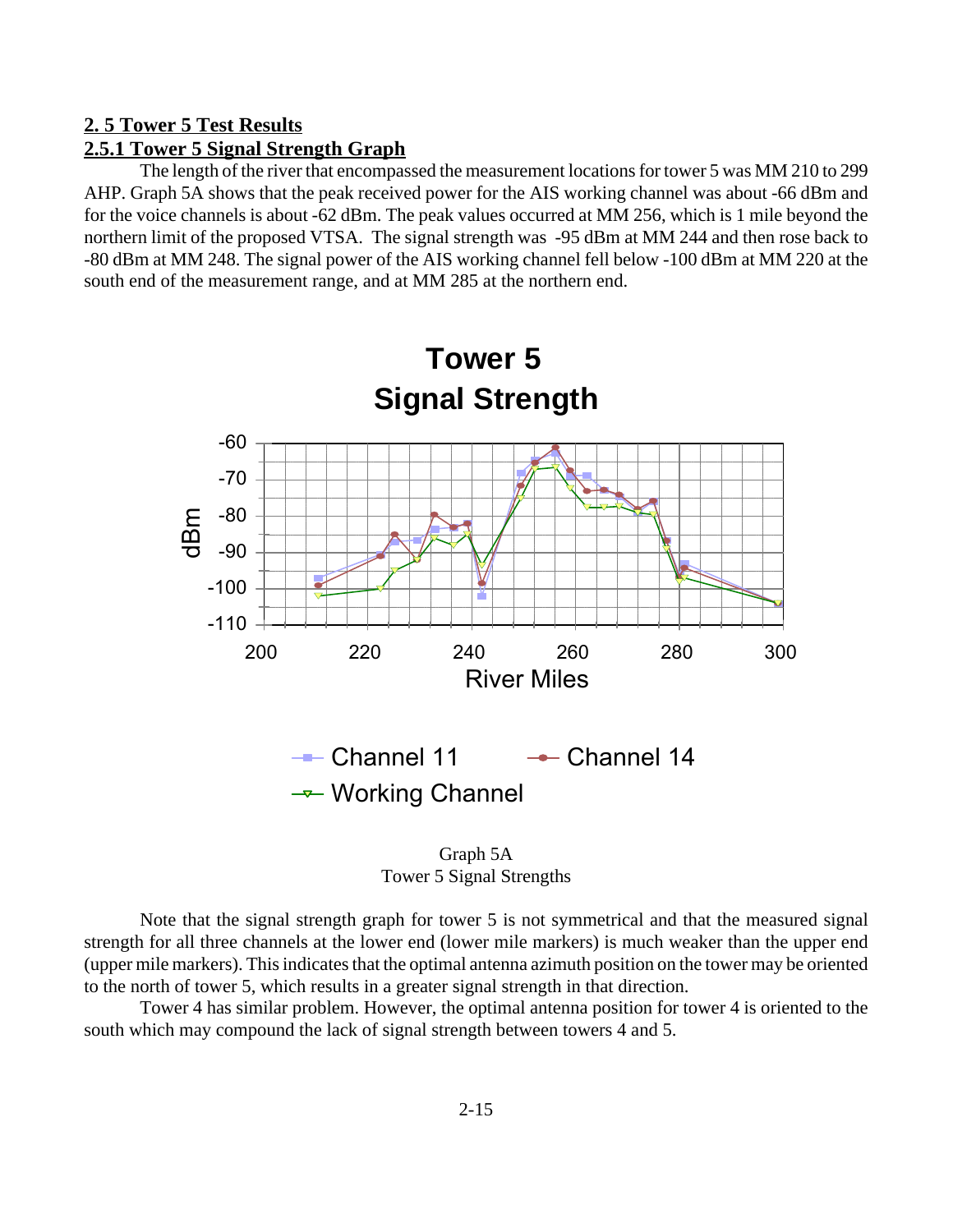## 2. 5 Tower 5 Test Results

### 2.5.1 Tower 5 Signal Strength Graph

The length of the river that encompassed the measurement locations for tower 5 was MM 210 to 299 AHP. Graph 5A shows that the peak received power for the AIS working channel was about -66 dBm and for the voice channels is about -62 dBm. The peak values occurred at MM 256, which is 1 mile beyond the northern limit of the proposed VTSA. The signal strength was -95 dBm at MM 244 and then rose back to -80 dBm at MM 248. The signal power of the AIS working channel fell below -100 dBm at MM 220 at the south end of the measurement range, and at MM 285 at the northern end.

Graph 5A
Tower 5 Signal Strengths

Note that the signal strength graph for tower 5 is not symmetrical and that the measured signal strength for all three channels at the lower end (lower mile markers) is much weaker than the upper end (upper mile markers). This indicates that the optimal antenna azimuth position on the tower may be oriented to the north of tower 5, which results in a greater signal strength in that direction.

Tower 4 has similar problem. However, the optimal antenna position for tower 4 is oriented to the south which may compound the lack of signal strength between towers 4 and 5.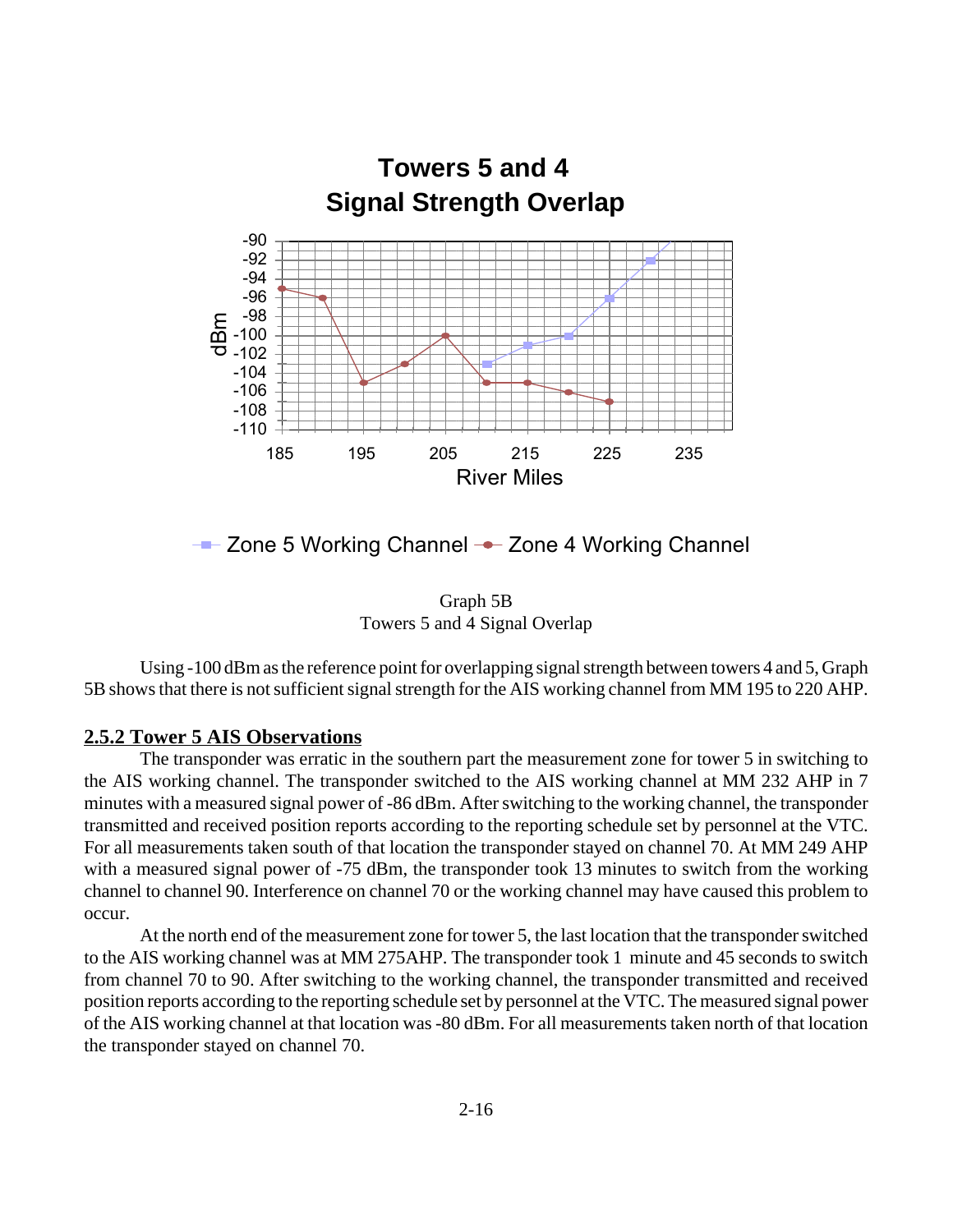Graph 5B
Towers 5 and 4 Signal Overlap

Using -100 dBm as the reference point for overlapping signal strength between towers 4 and 5, Graph 5B shows that there is not sufficient signal strength for the AIS working channel from MM 195 to 220 AHP.

## 2.5.2 Tower 5 AIS Observations

The transponder was erratic in the southern part the measurement zone for tower 5 in switching to the AIS working channel. The transponder switched to the AIS working channel at MM 232 AHP in 7 minutes with a measured signal power of -86 dBm. After switching to the working channel, the transponder transmitted and received position reports according to the reporting schedule set by personnel at the VTC. For all measurements taken south of that location the transponder stayed on channel 70. At MM 249 AHP with a measured signal power of -75 dBm, the transponder took 13 minutes to switch from the working channel to channel 90. Interference on channel 70 or the working channel may have caused this problem to occur.

At the north end of the measurement zone for tower 5, the last location that the transponder switched to the AIS working channel was at MM 275AHP. The transponder took 1 minute and 45 seconds to switch from channel 70 to 90. After switching to the working channel, the transponder transmitted and received position reports according to the reporting schedule set by personnel at the VTC. The measured signal power of the AIS working channel at that location was -80 dBm. For all measurements taken north of that location the transponder stayed on channel 70.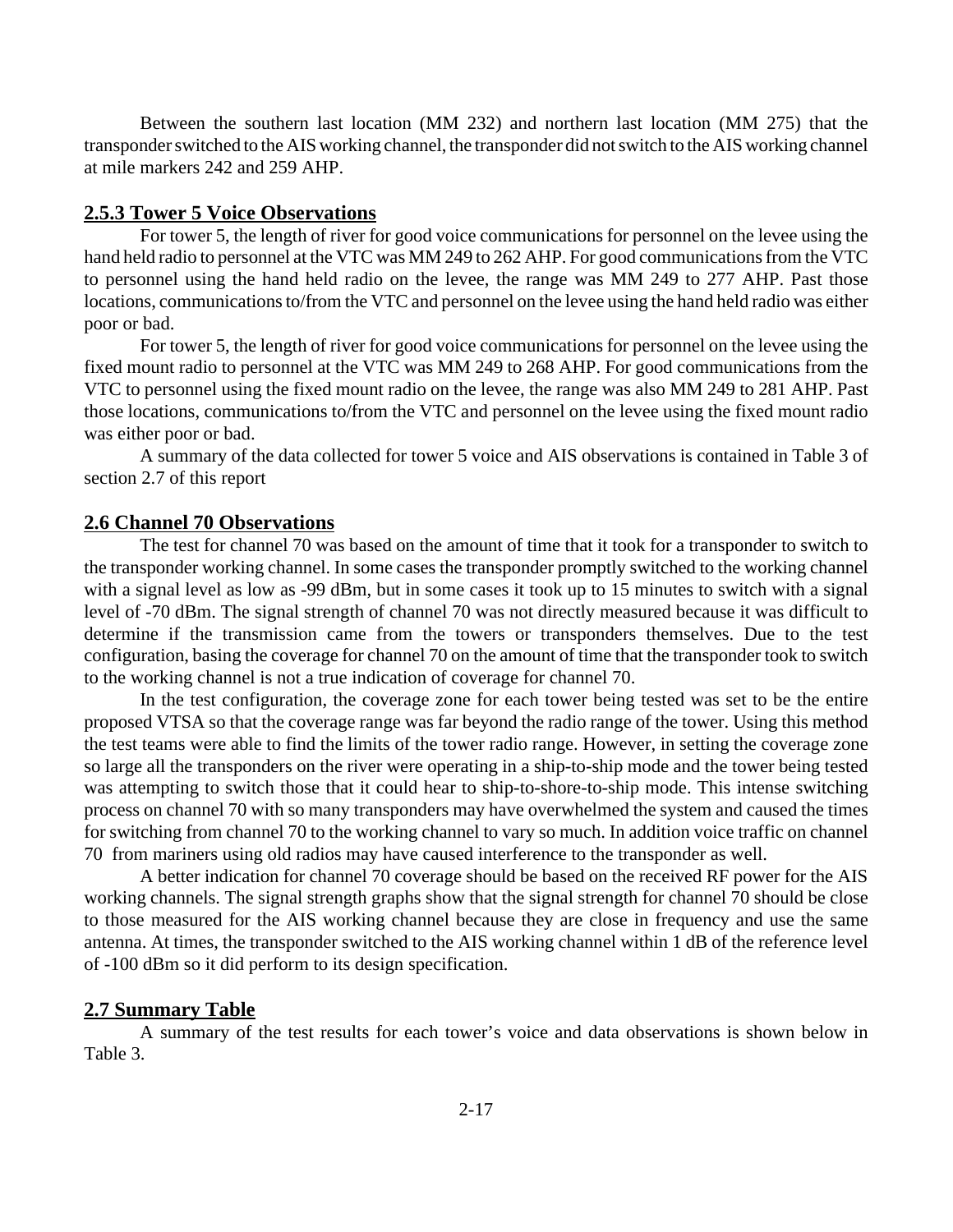Between the southern last location (MM 232) and northern last location (MM 275) that the transponder switched to the AIS working channel, the transponder did not switch to the AIS working channel at mile markers 242 and 259 AHP.

### 2.5.3 Tower 5 Voice Observations

For tower 5, the length of river for good voice communications for personnel on the levee using the hand held radio to personnel at the VTC was MM 249 to 262 AHP. For good communications from the VTC to personnel using the hand held radio on the levee, the range was MM 249 to 277 AHP. Past those locations, communications to/from the VTC and personnel on the levee using the hand held radio was either poor or bad.

For tower 5, the length of river for good voice communications for personnel on the levee using the fixed mount radio to personnel at the VTC was MM 249 to 268 AHP. For good communications from the VTC to personnel using the fixed mount radio on the levee, the range was also MM 249 to 281 AHP. Past those locations, communications to/from the VTC and personnel on the levee using the fixed mount radio was either poor or bad.

A summary of the data collected for tower 5 voice and AIS observations is contained in Table 3 of section 2.7 of this report

## 2.6 Channel 70 Observations

The test for channel 70 was based on the amount of time that it took for a transponder to switch to the transponder working channel. In some cases the transponder promptly switched to the working channel with a signal level as low as -99 dBm, but in some cases it took up to 15 minutes to switch with a signal level of -70 dBm. The signal strength of channel 70 was not directly measured because it was difficult to determine if the transmission came from the towers or transponders themselves. Due to the test configuration, basing the coverage for channel 70 on the amount of time that the transponder took to switch to the working channel is not a true indication of coverage for channel 70.

In the test configuration, the coverage zone for each tower being tested was set to be the entire proposed VTSA so that the coverage range was far beyond the radio range of the tower. Using this method the test teams were able to find the limits of the tower radio range. However, in setting the coverage zone so large all the transponders on the river were operating in a ship-to-ship mode and the tower being tested was attempting to switch those that it could hear to ship-to-shore-to-ship mode. This intense switching process on channel 70 with so many transponders may have overwhelmed the system and caused the times for switching from channel 70 to the working channel to vary so much. In addition voice traffic on channel 70 from mariners using old radios may have caused interference to the transponder as well.

A better indication for channel 70 coverage should be based on the received RF power for the AIS working channels. The signal strength graphs show that the signal strength for channel 70 should be close to those measured for the AIS working channel because they are close in frequency and use the same antenna. At times, the transponder switched to the AIS working channel within 1 dB of the reference level of -100 dBm so it did perform to its design specification.

## 2.7 Summary Table

A summary of the test results for each tower's voice and data observations is shown below in Table 3.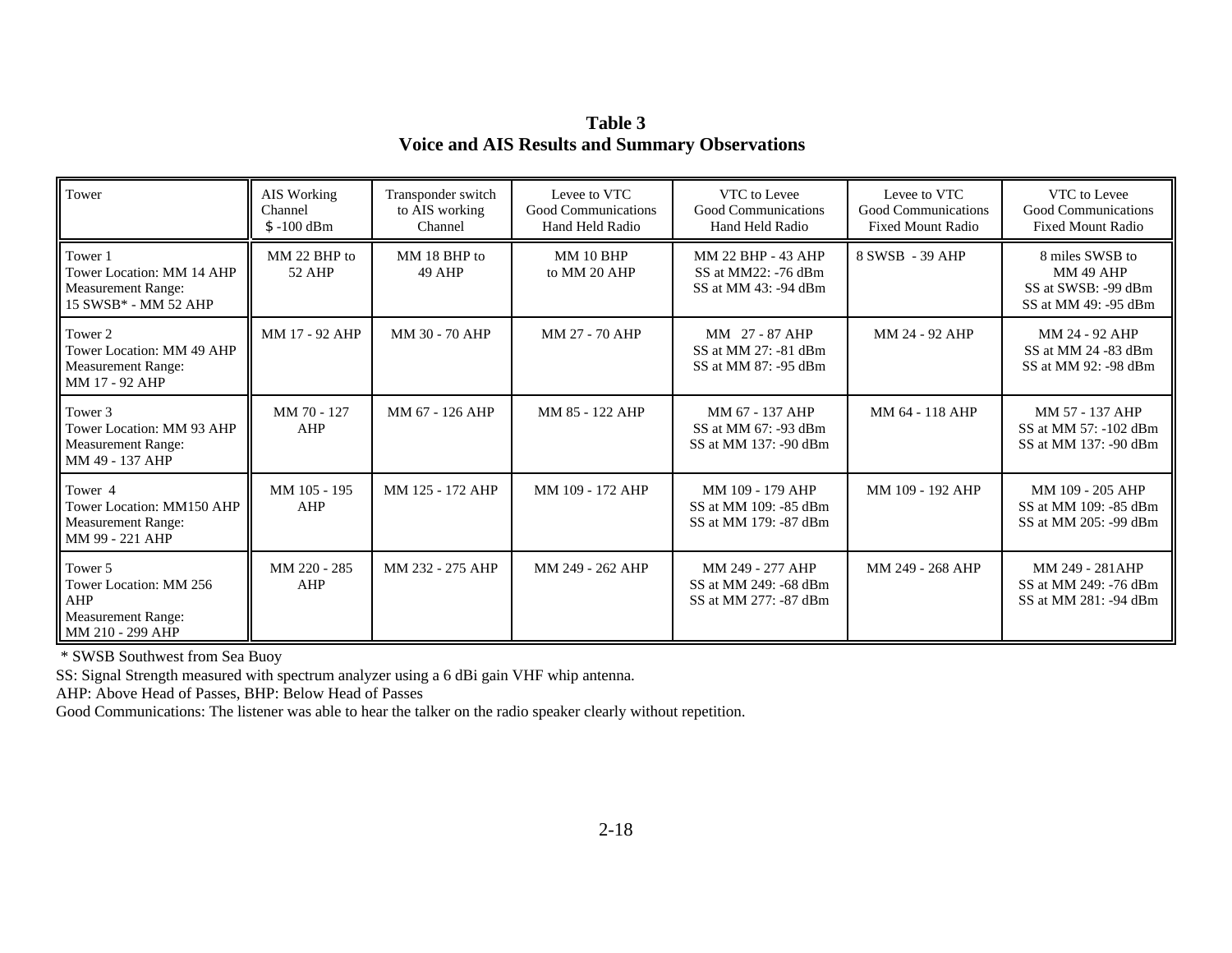**Table 3**
**Voice and AIS Results and Summary Observations**

| Tower | AIS Working Channel $ -100 dBm | Transponder switch to AIS working Channel | Levee to VTC Good Communications Hand Held Radio | VTC to Levee Good Communications Hand Held Radio | Levee to VTC Good Communications Fixed Mount Radio | VTC to Levee Good Communications Fixed Mount Radio |
|---|---|---|---|---|---|---|
| Tower 1<br>Tower Location: MM 14 AHP<br>Measurement Range:<br>15 SWSB* - MM 52 AHP | MM 22 BHP to 52 AHP | MM 18 BHP to 49 AHP | MM 10 BHP to MM 20 AHP | MM 22 BHP - 43 AHP<br>SS at MM22: -76 dBm<br>SS at MM 43: -94 dBm | 8 SWSB - 39 AHP | 8 miles SWSB to MM 49 AHP<br>SS at SWSB: -99 dBm<br>SS at MM 49: -95 dBm |
| Tower 2<br>Tower Location: MM 49 AHP<br>Measurement Range:<br>MM 17 - 92 AHP | MM 17 - 92 AHP | MM 30 - 70 AHP | MM 27 - 70 AHP | MM 27 - 87 AHP<br>SS at MM 27: -81 dBm<br>SS at MM 87: -95 dBm | MM 24 - 92 AHP | MM 24 - 92 AHP<br>SS at MM 24 -83 dBm<br>SS at MM 92: -98 dBm |
| Tower 3<br>Tower Location: MM 93 AHP<br>Measurement Range:<br>MM 49 - 137 AHP | MM 70 - 127 AHP | MM 67 - 126 AHP | MM 85 - 122 AHP | MM 67 - 137 AHP<br>SS at MM 67: -93 dBm<br>SS at MM 137: -90 dBm | MM 64 - 118 AHP | MM 57 - 137 AHP<br>SS at MM 57: -102 dBm<br>SS at MM 137: -90 dBm |
| Tower 4<br>Tower Location: MM150 AHP<br>Measurement Range:<br>MM 99 - 221 AHP | MM 105 - 195 AHP | MM 125 - 172 AHP | MM 109 - 172 AHP | MM 109 - 179 AHP<br>SS at MM 109: -85 dBm<br>SS at MM 179: -87 dBm | MM 109 - 192 AHP | MM 109 - 205 AHP<br>SS at MM 109: -85 dBm<br>SS at MM 205: -99 dBm |
| Tower 5<br>Tower Location: MM 256 AHP<br>Measurement Range:<br>MM 210 - 299 AHP | MM 220 - 285 AHP | MM 232 - 275 AHP | MM 249 - 262 AHP | MM 249 - 277 AHP<br>SS at MM 249: -68 dBm<br>SS at MM 277: -87 dBm | MM 249 - 268 AHP | MM 249 - 281AHP<br>SS at MM 249: -76 dBm<br>SS at MM 281: -94 dBm |

* SWSB Southwest from Sea Buoy

SS: Signal Strength measured with spectrum analyzer using a 6 dBi gain VHF whip antenna.

AHP: Above Head of Passes, BHP: Below Head of Passes

Good Communications: The listener was able to hear the talker on the radio speaker clearly without repetition.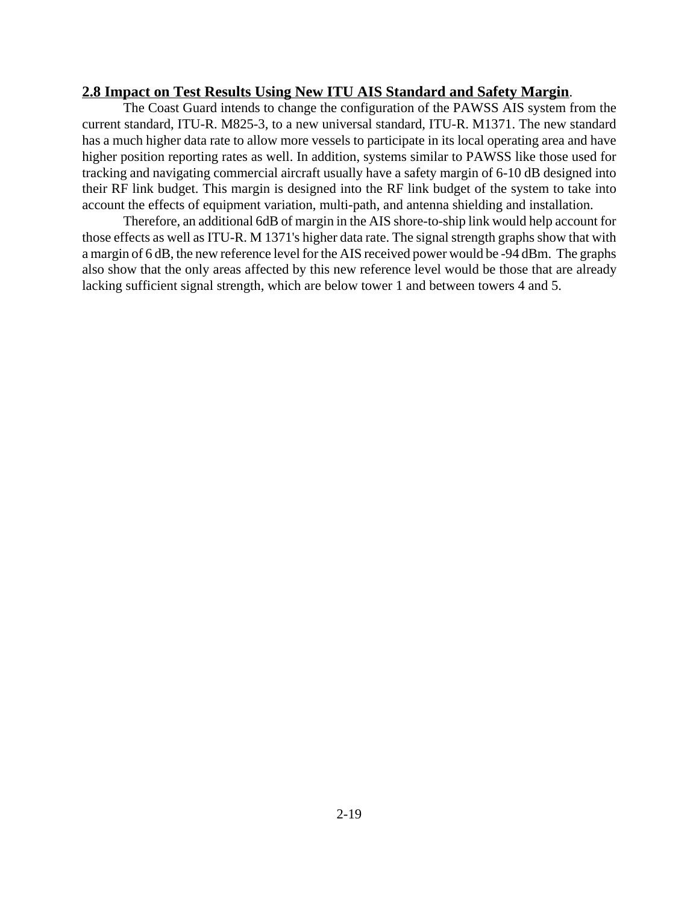**2.8 Impact on Test Results Using New ITU AIS Standard and Safety Margin**.

The Coast Guard intends to change the configuration of the PAWSS AIS system from the current standard, ITU-R. M825-3, to a new universal standard, ITU-R. M1371. The new standard has a much higher data rate to allow more vessels to participate in its local operating area and have higher position reporting rates as well. In addition, systems similar to PAWSS like those used for tracking and navigating commercial aircraft usually have a safety margin of 6-10 dB designed into their RF link budget. This margin is designed into the RF link budget of the system to take into account the effects of equipment variation, multi-path, and antenna shielding and installation.

Therefore, an additional 6dB of margin in the AIS shore-to-ship link would help account for those effects as well as ITU-R. M 1371's higher data rate. The signal strength graphs show that with a margin of 6 dB, the new reference level for the AIS received power would be -94 dBm. The graphs also show that the only areas affected by this new reference level would be those that are already lacking sufficient signal strength, which are below tower 1 and between towers 4 and 5.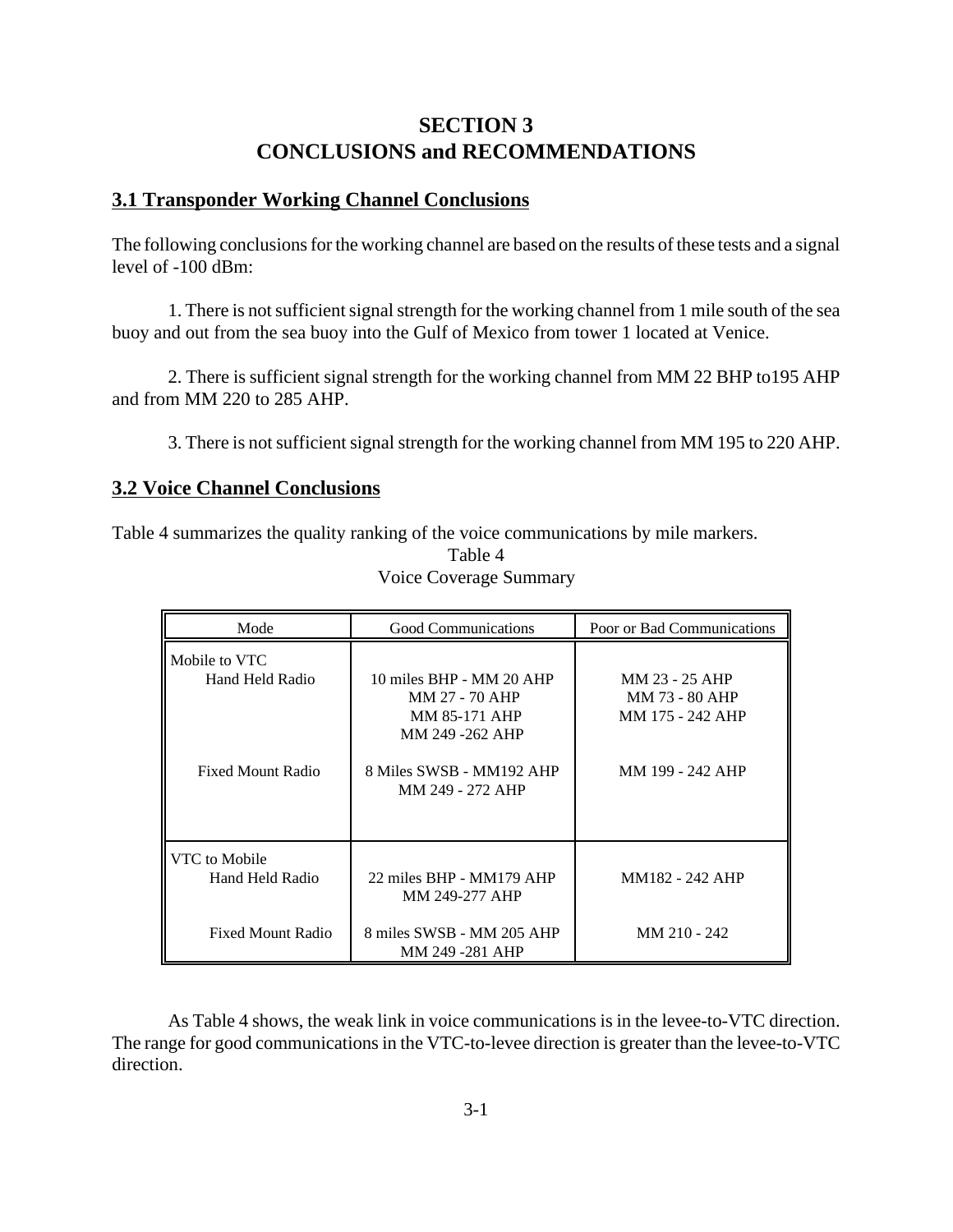# SECTION 3
# CONCLUSIONS and RECOMMENDATIONS

## 3.1 Transponder Working Channel Conclusions

The following conclusions for the working channel are based on the results of these tests and a signal level of -100 dBm:

1. There is not sufficient signal strength for the working channel from 1 mile south of the sea buoy and out from the sea buoy into the Gulf of Mexico from tower 1 located at Venice.

2. There is sufficient signal strength for the working channel from MM 22 BHP to195 AHP and from MM 220 to 285 AHP.

3. There is not sufficient signal strength for the working channel from MM 195 to 220 AHP.

## 3.2 Voice Channel Conclusions

Table 4 summarizes the quality ranking of the voice communications by mile markers.

Table 4
Voice Coverage Summary

| Mode | Good Communications | Poor or Bad Communications |
|---|---|---|
| Mobile to VTC | | |
| Hand Held Radio | 10 miles BHP - MM 20 AHP<br>MM 27 - 70 AHP<br>MM 85-171 AHP<br>MM 249 -262 AHP | MM 23 - 25 AHP<br>MM 73 - 80 AHP<br>MM 175 - 242 AHP |
| Fixed Mount Radio | 8 Miles SWSB - MM192 AHP<br>MM 249 - 272 AHP | MM 199 - 242 AHP |
| VTC to Mobile | | |
| Hand Held Radio | 22 miles BHP - MM179 AHP<br>MM 249-277 AHP | MM182 - 242 AHP |
| Fixed Mount Radio | 8 miles SWSB - MM 205 AHP<br>MM 249 -281 AHP | MM 210 - 242 |

As Table 4 shows, the weak link in voice communications is in the levee-to-VTC direction. The range for good communications in the VTC-to-levee direction is greater than the levee-to-VTC direction.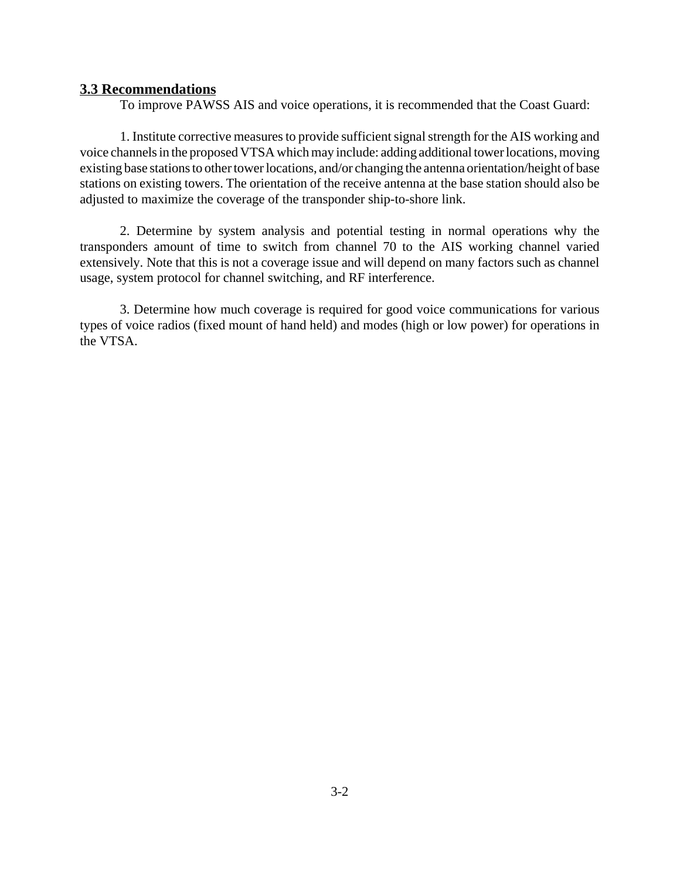## 3.3 Recommendations

To improve PAWSS AIS and voice operations, it is recommended that the Coast Guard:

1. Institute corrective measures to provide sufficient signal strength for the AIS working and voice channels in the proposed VTSA which may include: adding additional tower locations, moving existing base stations to other tower locations, and/or changing the antenna orientation/height of base stations on existing towers. The orientation of the receive antenna at the base station should also be adjusted to maximize the coverage of the transponder ship-to-shore link.

2. Determine by system analysis and potential testing in normal operations why the transponders amount of time to switch from channel 70 to the AIS working channel varied extensively. Note that this is not a coverage issue and will depend on many factors such as channel usage, system protocol for channel switching, and RF interference.

3. Determine how much coverage is required for good voice communications for various types of voice radios (fixed mount of hand held) and modes (high or low power) for operations in the VTSA.